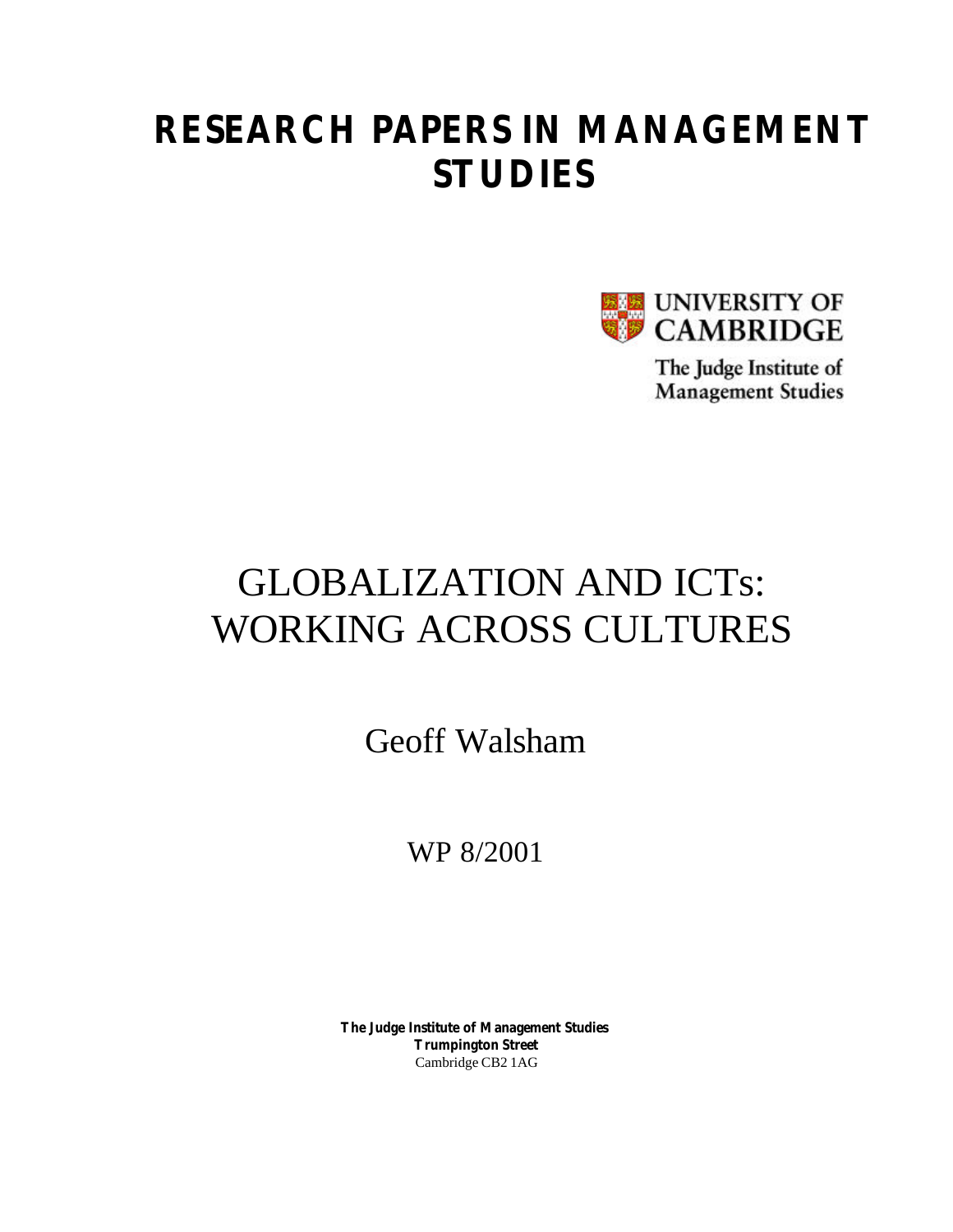# RESEARCH PAPERS IN MANAGEMENT STUDIES

UNIVERSITY OF CAMBRIDGE

The Judge Institute of Management Studies

# GLOBALIZATION AND ICTs: WORKING ACROSS CULTURES

Geoff Walsham

WP 8/2001

**The Judge Institute of Management Studies**
**Trumpington Street**
Cambridge CB2 1AG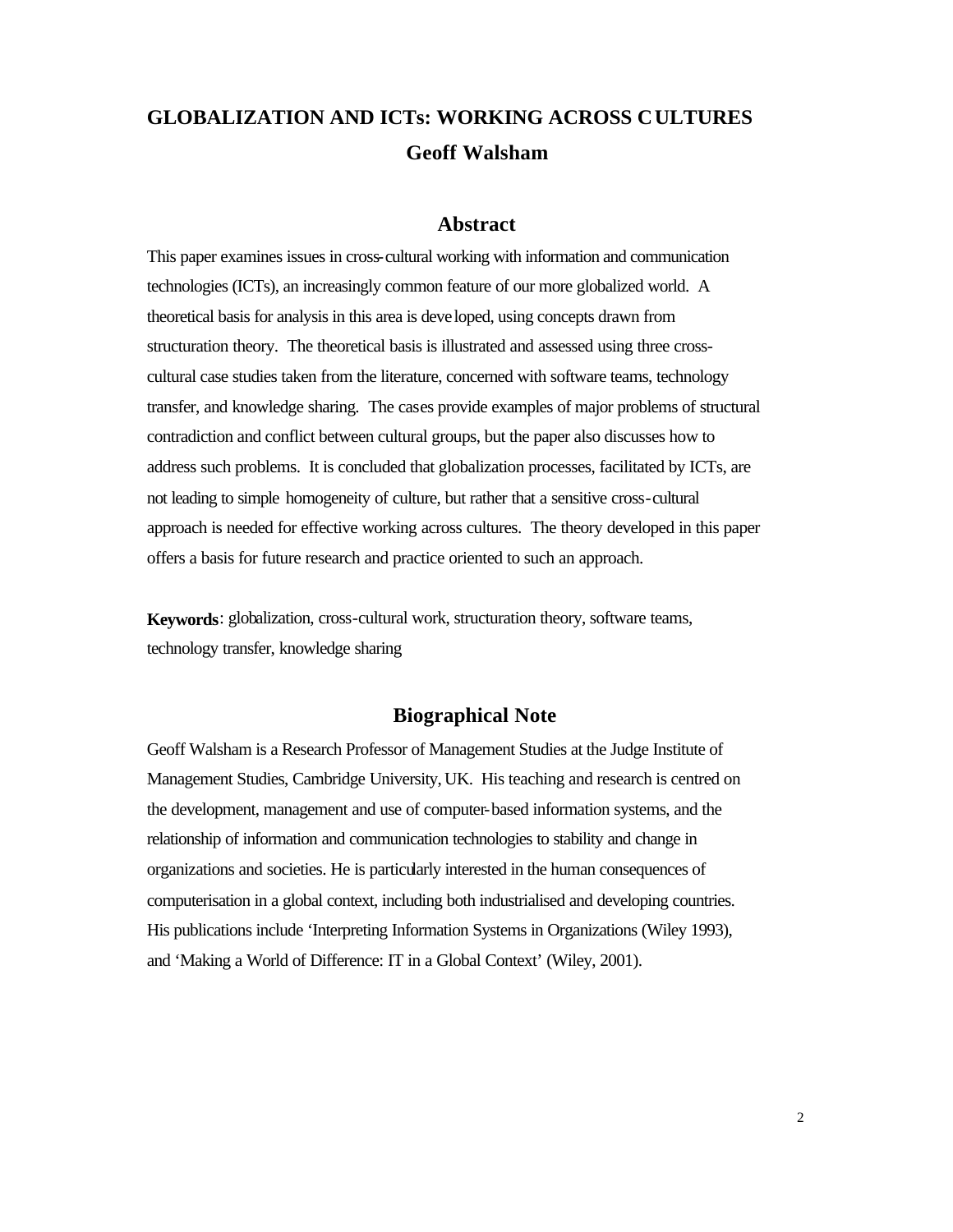# GLOBALIZATION AND ICTs: WORKING ACROSS CULTURES

**Geoff Walsham**

## Abstract

This paper examines issues in cross-cultural working with information and communication technologies (ICTs), an increasingly common feature of our more globalized world. A theoretical basis for analysis in this area is developed, using concepts drawn from structuration theory. The theoretical basis is illustrated and assessed using three cross-cultural case studies taken from the literature, concerned with software teams, technology transfer, and knowledge sharing. The cases provide examples of major problems of structural contradiction and conflict between cultural groups, but the paper also discusses how to address such problems. It is concluded that globalization processes, facilitated by ICTs, are not leading to simple homogeneity of culture, but rather that a sensitive cross-cultural approach is needed for effective working across cultures. The theory developed in this paper offers a basis for future research and practice oriented to such an approach.

**Keywords**: globalization, cross-cultural work, structuration theory, software teams, technology transfer, knowledge sharing

## Biographical Note

Geoff Walsham is a Research Professor of Management Studies at the Judge Institute of Management Studies, Cambridge University, UK. His teaching and research is centred on the development, management and use of computer-based information systems, and the relationship of information and communication technologies to stability and change in organizations and societies. He is particularly interested in the human consequences of computerisation in a global context, including both industrialised and developing countries. His publications include 'Interpreting Information Systems in Organizations (Wiley 1993), and 'Making a World of Difference: IT in a Global Context' (Wiley, 2001).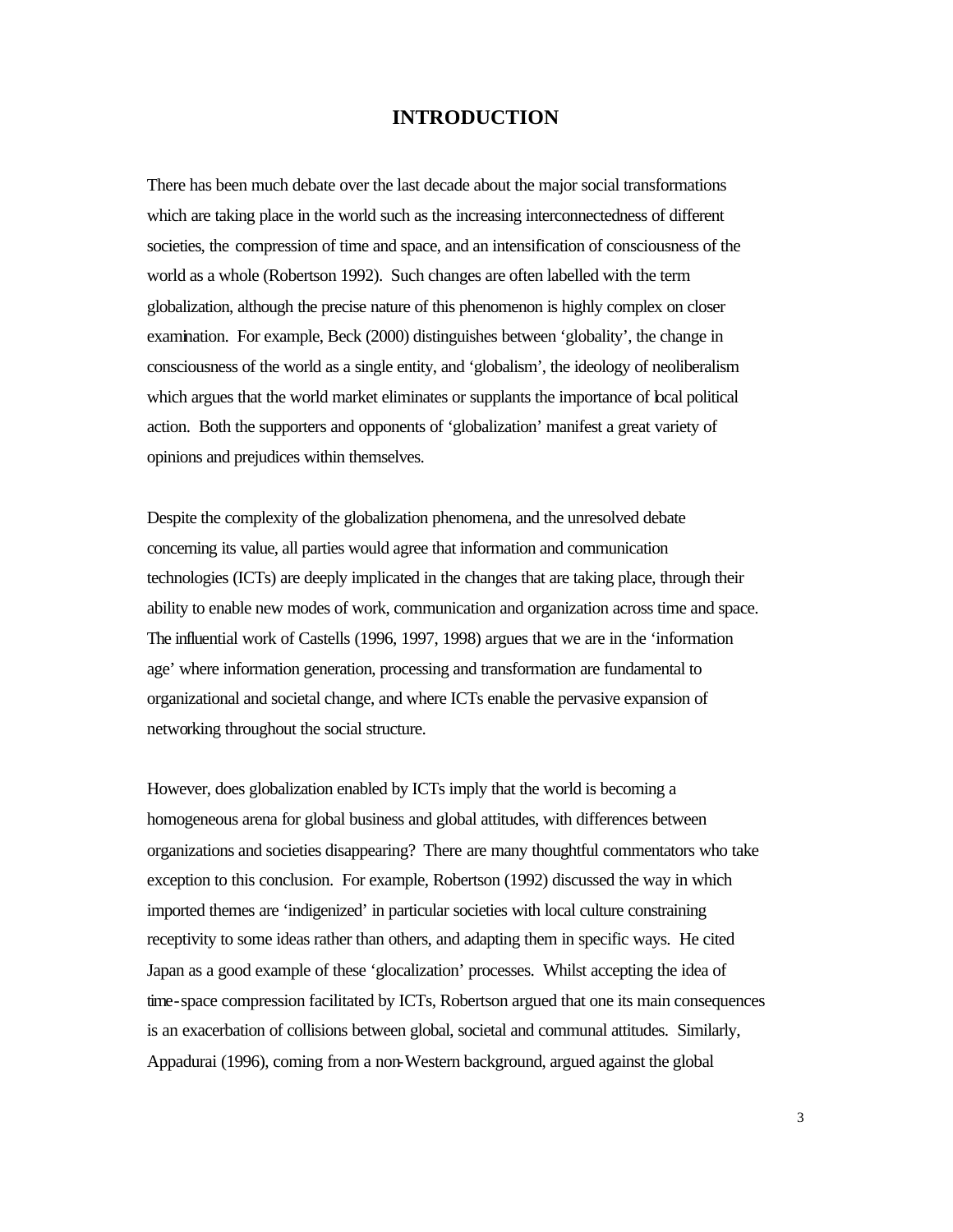# INTRODUCTION

There has been much debate over the last decade about the major social transformations which are taking place in the world such as the increasing interconnectedness of different societies, the compression of time and space, and an intensification of consciousness of the world as a whole (Robertson 1992). Such changes are often labelled with the term globalization, although the precise nature of this phenomenon is highly complex on closer examination. For example, Beck (2000) distinguishes between 'globality', the change in consciousness of the world as a single entity, and 'globalism', the ideology of neoliberalism which argues that the world market eliminates or supplants the importance of local political action. Both the supporters and opponents of 'globalization' manifest a great variety of opinions and prejudices within themselves.

Despite the complexity of the globalization phenomena, and the unresolved debate concerning its value, all parties would agree that information and communication technologies (ICTs) are deeply implicated in the changes that are taking place, through their ability to enable new modes of work, communication and organization across time and space. The influential work of Castells (1996, 1997, 1998) argues that we are in the 'information age' where information generation, processing and transformation are fundamental to organizational and societal change, and where ICTs enable the pervasive expansion of networking throughout the social structure.

However, does globalization enabled by ICTs imply that the world is becoming a homogeneous arena for global business and global attitudes, with differences between organizations and societies disappearing? There are many thoughtful commentators who take exception to this conclusion. For example, Robertson (1992) discussed the way in which imported themes are 'indigenized' in particular societies with local culture constraining receptivity to some ideas rather than others, and adapting them in specific ways. He cited Japan as a good example of these 'glocalization' processes. Whilst accepting the idea of time-space compression facilitated by ICTs, Robertson argued that one its main consequences is an exacerbation of collisions between global, societal and communal attitudes. Similarly, Appadurai (1996), coming from a non-Western background, argued against the global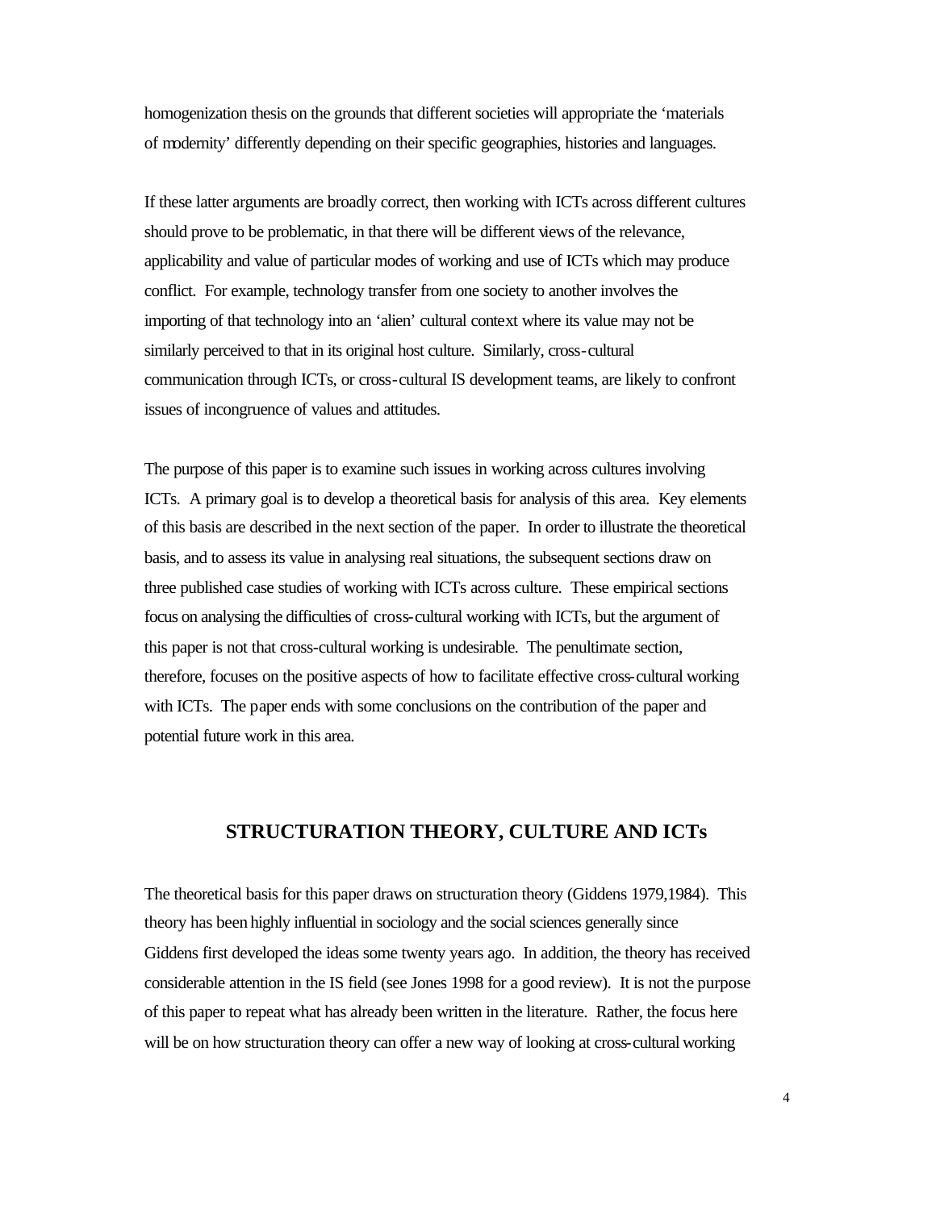homogenization thesis on the grounds that different societies will appropriate the 'materials of modernity' differently depending on their specific geographies, histories and languages.

If these latter arguments are broadly correct, then working with ICTs across different cultures should prove to be problematic, in that there will be different views of the relevance, applicability and value of particular modes of working and use of ICTs which may produce conflict. For example, technology transfer from one society to another involves the importing of that technology into an 'alien' cultural context where its value may not be similarly perceived to that in its original host culture. Similarly, cross-cultural communication through ICTs, or cross-cultural IS development teams, are likely to confront issues of incongruence of values and attitudes.

The purpose of this paper is to examine such issues in working across cultures involving ICTs. A primary goal is to develop a theoretical basis for analysis of this area. Key elements of this basis are described in the next section of the paper. In order to illustrate the theoretical basis, and to assess its value in analysing real situations, the subsequent sections draw on three published case studies of working with ICTs across culture. These empirical sections focus on analysing the difficulties of cross-cultural working with ICTs, but the argument of this paper is not that cross-cultural working is undesirable. The penultimate section, therefore, focuses on the positive aspects of how to facilitate effective cross-cultural working with ICTs. The paper ends with some conclusions on the contribution of the paper and potential future work in this area.

## STRUCTURATION THEORY, CULTURE AND ICTs

The theoretical basis for this paper draws on structuration theory (Giddens 1979,1984). This theory has been highly influential in sociology and the social sciences generally since Giddens first developed the ideas some twenty years ago. In addition, the theory has received considerable attention in the IS field (see Jones 1998 for a good review). It is not the purpose of this paper to repeat what has already been written in the literature. Rather, the focus here will be on how structuration theory can offer a new way of looking at cross-cultural working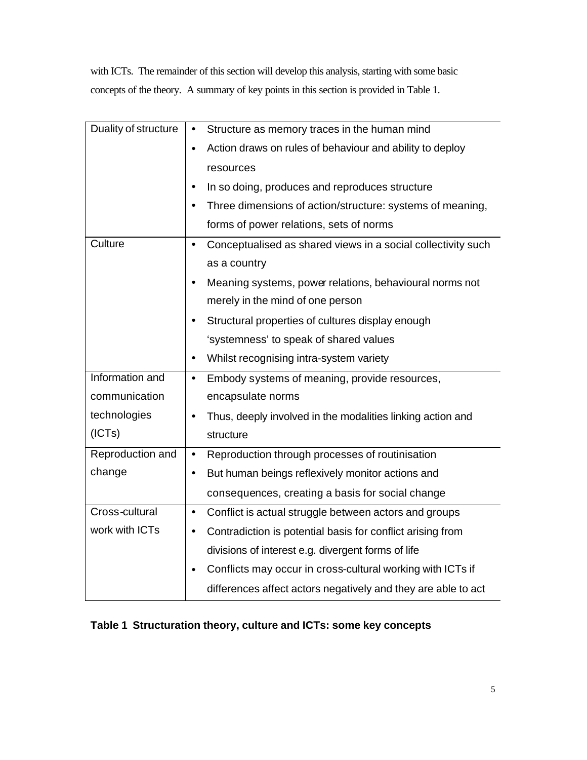with ICTs. The remainder of this section will develop this analysis, starting with some basic concepts of the theory. A summary of key points in this section is provided in Table 1.

| | |
|---|---|
| Duality of structure | • Structure as memory traces in the human mind<br>• Action draws on rules of behaviour and ability to deploy resources<br>• In so doing, produces and reproduces structure<br>• Three dimensions of action/structure: systems of meaning, forms of power relations, sets of norms |
| Culture | • Conceptualised as shared views in a social collectivity such as a country<br>• Meaning systems, power relations, behavioural norms not merely in the mind of one person<br>• Structural properties of cultures display enough 'systemness' to speak of shared values<br>• Whilst recognising intra-system variety |
| Information and communication technologies (ICTs) | • Embody systems of meaning, provide resources, encapsulate norms<br>• Thus, deeply involved in the modalities linking action and structure |
| Reproduction and change | • Reproduction through processes of routinisation<br>• But human beings reflexively monitor actions and consequences, creating a basis for social change |
| Cross-cultural work with ICTs | • Conflict is actual struggle between actors and groups<br>• Contradiction is potential basis for conflict arising from divisions of interest e.g. divergent forms of life<br>• Conflicts may occur in cross-cultural working with ICTs if differences affect actors negatively and they are able to act |

**Table 1 Structuration theory, culture and ICTs: some key concepts**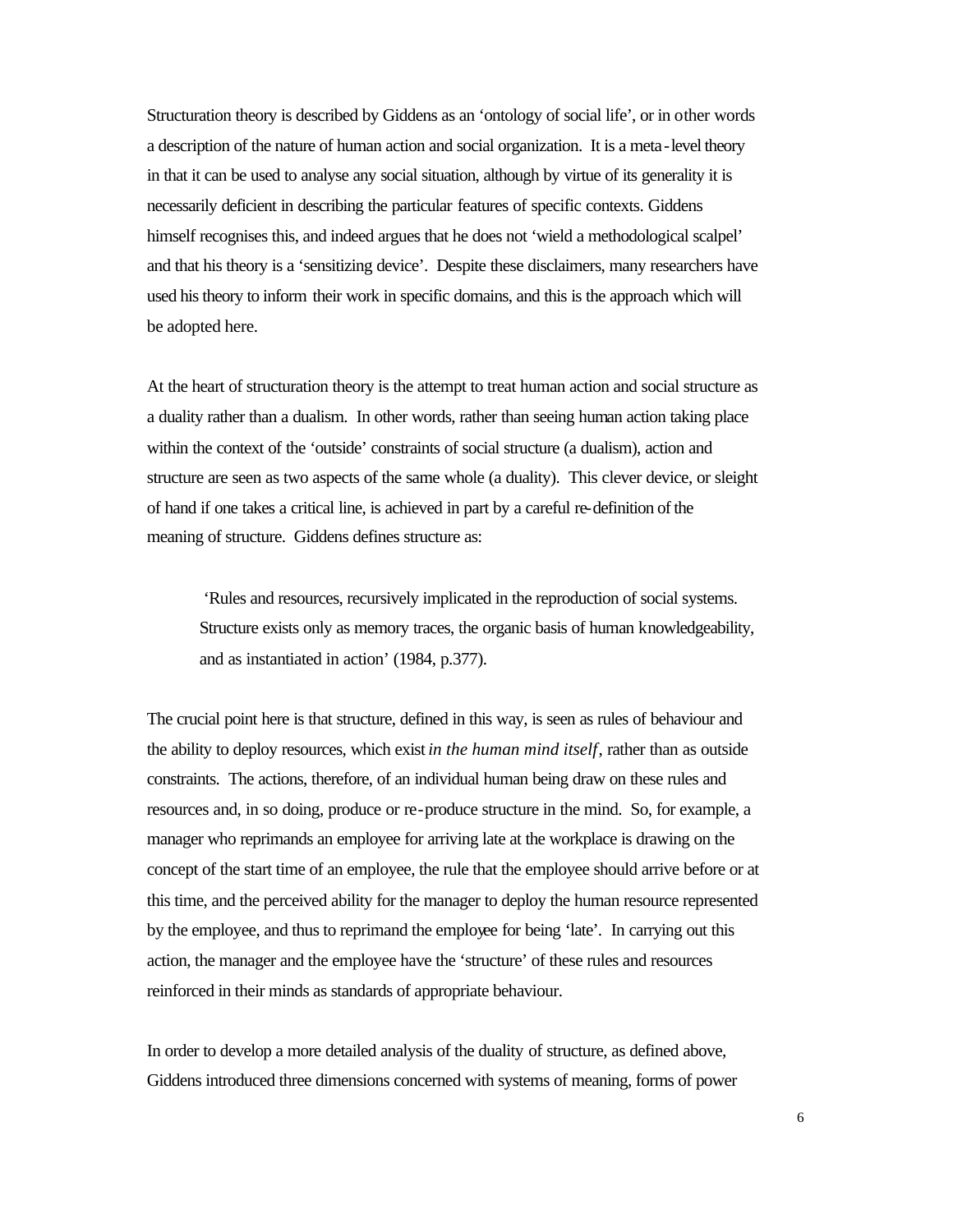Structuration theory is described by Giddens as an 'ontology of social life', or in other words a description of the nature of human action and social organization. It is a meta-level theory in that it can be used to analyse any social situation, although by virtue of its generality it is necessarily deficient in describing the particular features of specific contexts. Giddens himself recognises this, and indeed argues that he does not 'wield a methodological scalpel' and that his theory is a 'sensitizing device'. Despite these disclaimers, many researchers have used his theory to inform their work in specific domains, and this is the approach which will be adopted here.

At the heart of structuration theory is the attempt to treat human action and social structure as a duality rather than a dualism. In other words, rather than seeing human action taking place within the context of the 'outside' constraints of social structure (a dualism), action and structure are seen as two aspects of the same whole (a duality). This clever device, or sleight of hand if one takes a critical line, is achieved in part by a careful re-definition of the meaning of structure. Giddens defines structure as:

> 'Rules and resources, recursively implicated in the reproduction of social systems. Structure exists only as memory traces, the organic basis of human knowledgeability, and as instantiated in action' (1984, p.377).

The crucial point here is that structure, defined in this way, is seen as rules of behaviour and the ability to deploy resources, which exist *in the human mind itself*, rather than as outside constraints. The actions, therefore, of an individual human being draw on these rules and resources and, in so doing, produce or re-produce structure in the mind. So, for example, a manager who reprimands an employee for arriving late at the workplace is drawing on the concept of the start time of an employee, the rule that the employee should arrive before or at this time, and the perceived ability for the manager to deploy the human resource represented by the employee, and thus to reprimand the employee for being 'late'. In carrying out this action, the manager and the employee have the 'structure' of these rules and resources reinforced in their minds as standards of appropriate behaviour.

In order to develop a more detailed analysis of the duality of structure, as defined above, Giddens introduced three dimensions concerned with systems of meaning, forms of power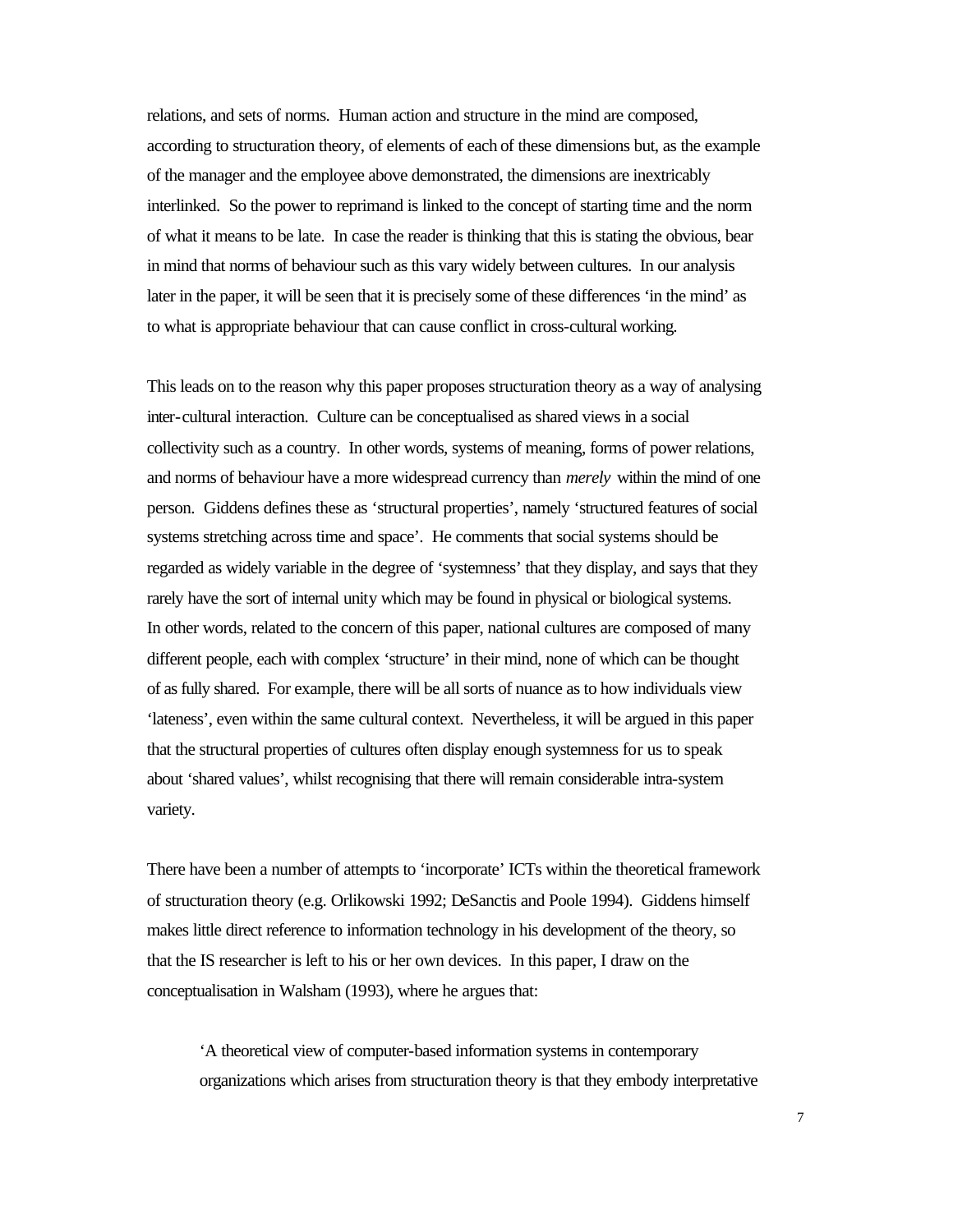relations, and sets of norms. Human action and structure in the mind are composed, according to structuration theory, of elements of each of these dimensions but, as the example of the manager and the employee above demonstrated, the dimensions are inextricably interlinked. So the power to reprimand is linked to the concept of starting time and the norm of what it means to be late. In case the reader is thinking that this is stating the obvious, bear in mind that norms of behaviour such as this vary widely between cultures. In our analysis later in the paper, it will be seen that it is precisely some of these differences 'in the mind' as to what is appropriate behaviour that can cause conflict in cross-cultural working.

This leads on to the reason why this paper proposes structuration theory as a way of analysing inter-cultural interaction. Culture can be conceptualised as shared views in a social collectivity such as a country. In other words, systems of meaning, forms of power relations, and norms of behaviour have a more widespread currency than *merely* within the mind of one person. Giddens defines these as 'structural properties', namely 'structured features of social systems stretching across time and space'. He comments that social systems should be regarded as widely variable in the degree of 'systemness' that they display, and says that they rarely have the sort of internal unity which may be found in physical or biological systems. In other words, related to the concern of this paper, national cultures are composed of many different people, each with complex 'structure' in their mind, none of which can be thought of as fully shared. For example, there will be all sorts of nuance as to how individuals view 'lateness', even within the same cultural context. Nevertheless, it will be argued in this paper that the structural properties of cultures often display enough systemness for us to speak about 'shared values', whilst recognising that there will remain considerable intra-system variety.

There have been a number of attempts to 'incorporate' ICTs within the theoretical framework of structuration theory (e.g. Orlikowski 1992; DeSanctis and Poole 1994). Giddens himself makes little direct reference to information technology in his development of the theory, so that the IS researcher is left to his or her own devices. In this paper, I draw on the conceptualisation in Walsham (1993), where he argues that:

> 'A theoretical view of computer-based information systems in contemporary organizations which arises from structuration theory is that they embody interpretative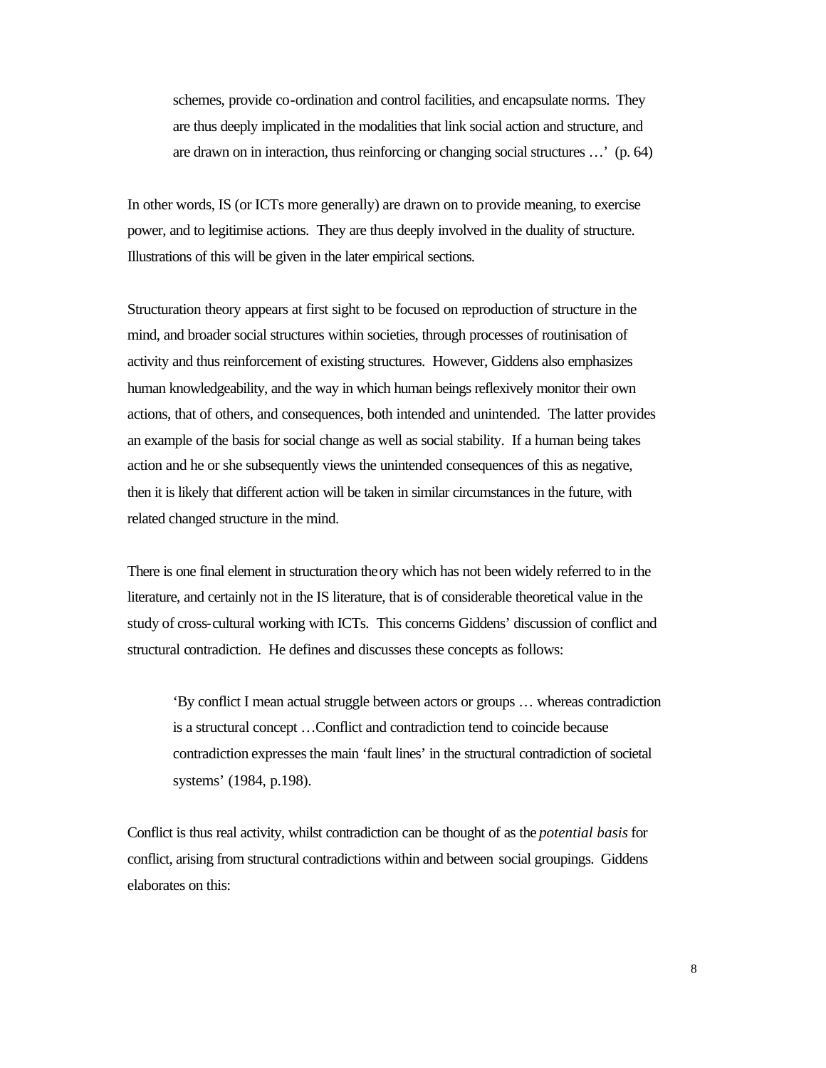> schemes, provide co-ordination and control facilities, and encapsulate norms. They are thus deeply implicated in the modalities that link social action and structure, and are drawn on in interaction, thus reinforcing or changing social structures …' (p. 64)

In other words, IS (or ICTs more generally) are drawn on to provide meaning, to exercise power, and to legitimise actions. They are thus deeply involved in the duality of structure. Illustrations of this will be given in the later empirical sections.

Structuration theory appears at first sight to be focused on reproduction of structure in the mind, and broader social structures within societies, through processes of routinisation of activity and thus reinforcement of existing structures. However, Giddens also emphasizes human knowledgeability, and the way in which human beings reflexively monitor their own actions, that of others, and consequences, both intended and unintended. The latter provides an example of the basis for social change as well as social stability. If a human being takes action and he or she subsequently views the unintended consequences of this as negative, then it is likely that different action will be taken in similar circumstances in the future, with related changed structure in the mind.

There is one final element in structuration theory which has not been widely referred to in the literature, and certainly not in the IS literature, that is of considerable theoretical value in the study of cross-cultural working with ICTs. This concerns Giddens' discussion of conflict and structural contradiction. He defines and discusses these concepts as follows:

> 'By conflict I mean actual struggle between actors or groups … whereas contradiction is a structural concept …Conflict and contradiction tend to coincide because contradiction expresses the main 'fault lines' in the structural contradiction of societal systems' (1984, p.198).

Conflict is thus real activity, whilst contradiction can be thought of as the *potential basis* for conflict, arising from structural contradictions within and between social groupings. Giddens elaborates on this: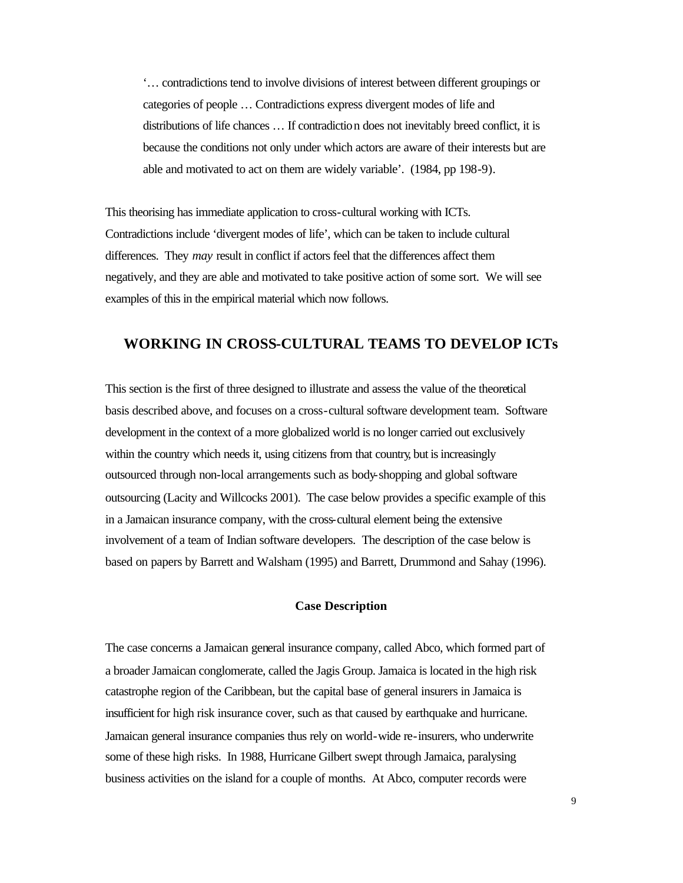> '… contradictions tend to involve divisions of interest between different groupings or categories of people … Contradictions express divergent modes of life and distributions of life chances … If contradiction does not inevitably breed conflict, it is because the conditions not only under which actors are aware of their interests but are able and motivated to act on them are widely variable'. (1984, pp 198-9).

This theorising has immediate application to cross-cultural working with ICTs. Contradictions include 'divergent modes of life', which can be taken to include cultural differences. They *may* result in conflict if actors feel that the differences affect them negatively, and they are able and motivated to take positive action of some sort. We will see examples of this in the empirical material which now follows.

## WORKING IN CROSS-CULTURAL TEAMS TO DEVELOP ICTs

This section is the first of three designed to illustrate and assess the value of the theoretical basis described above, and focuses on a cross-cultural software development team. Software development in the context of a more globalized world is no longer carried out exclusively within the country which needs it, using citizens from that country, but is increasingly outsourced through non-local arrangements such as body-shopping and global software outsourcing (Lacity and Willcocks 2001). The case below provides a specific example of this in a Jamaican insurance company, with the cross-cultural element being the extensive involvement of a team of Indian software developers. The description of the case below is based on papers by Barrett and Walsham (1995) and Barrett, Drummond and Sahay (1996).

### Case Description

The case concerns a Jamaican general insurance company, called Abco, which formed part of a broader Jamaican conglomerate, called the Jagis Group. Jamaica is located in the high risk catastrophe region of the Caribbean, but the capital base of general insurers in Jamaica is insufficient for high risk insurance cover, such as that caused by earthquake and hurricane. Jamaican general insurance companies thus rely on world-wide re-insurers, who underwrite some of these high risks. In 1988, Hurricane Gilbert swept through Jamaica, paralysing business activities on the island for a couple of months. At Abco, computer records were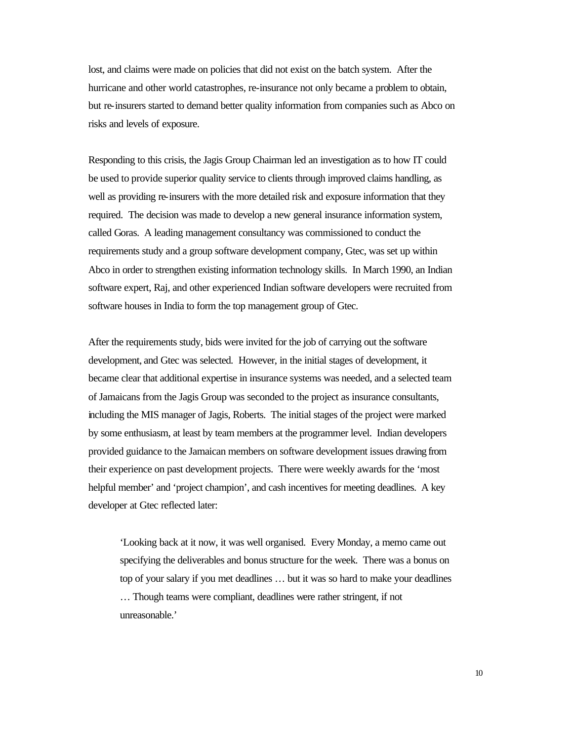lost, and claims were made on policies that did not exist on the batch system. After the hurricane and other world catastrophes, re-insurance not only became a problem to obtain, but re-insurers started to demand better quality information from companies such as Abco on risks and levels of exposure.

Responding to this crisis, the Jagis Group Chairman led an investigation as to how IT could be used to provide superior quality service to clients through improved claims handling, as well as providing re-insurers with the more detailed risk and exposure information that they required. The decision was made to develop a new general insurance information system, called Goras. A leading management consultancy was commissioned to conduct the requirements study and a group software development company, Gtec, was set up within Abco in order to strengthen existing information technology skills. In March 1990, an Indian software expert, Raj, and other experienced Indian software developers were recruited from software houses in India to form the top management group of Gtec.

After the requirements study, bids were invited for the job of carrying out the software development, and Gtec was selected. However, in the initial stages of development, it became clear that additional expertise in insurance systems was needed, and a selected team of Jamaicans from the Jagis Group was seconded to the project as insurance consultants, including the MIS manager of Jagis, Roberts. The initial stages of the project were marked by some enthusiasm, at least by team members at the programmer level. Indian developers provided guidance to the Jamaican members on software development issues drawing from their experience on past development projects. There were weekly awards for the 'most helpful member' and 'project champion', and cash incentives for meeting deadlines. A key developer at Gtec reflected later:

> 'Looking back at it now, it was well organised. Every Monday, a memo came out specifying the deliverables and bonus structure for the week. There was a bonus on top of your salary if you met deadlines … but it was so hard to make your deadlines … Though teams were compliant, deadlines were rather stringent, if not unreasonable.'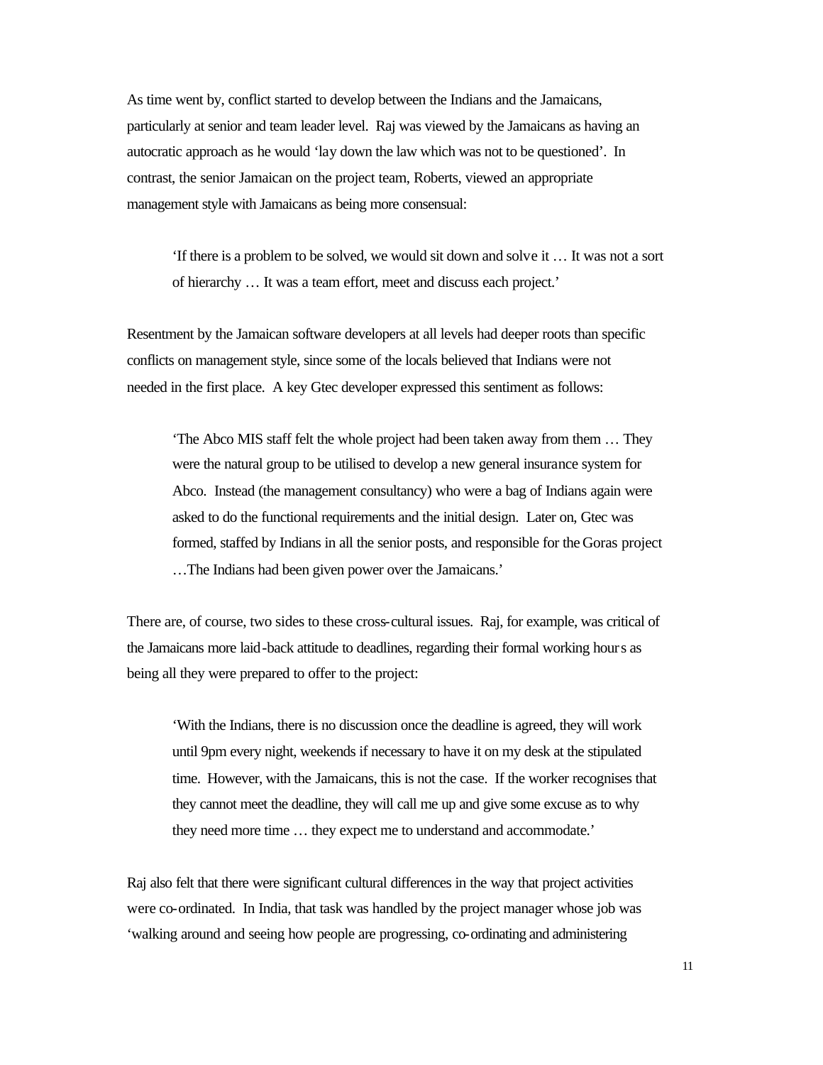As time went by, conflict started to develop between the Indians and the Jamaicans, particularly at senior and team leader level. Raj was viewed by the Jamaicans as having an autocratic approach as he would 'lay down the law which was not to be questioned'. In contrast, the senior Jamaican on the project team, Roberts, viewed an appropriate management style with Jamaicans as being more consensual:

> 'If there is a problem to be solved, we would sit down and solve it … It was not a sort of hierarchy … It was a team effort, meet and discuss each project.'

Resentment by the Jamaican software developers at all levels had deeper roots than specific conflicts on management style, since some of the locals believed that Indians were not needed in the first place. A key Gtec developer expressed this sentiment as follows:

> 'The Abco MIS staff felt the whole project had been taken away from them … They were the natural group to be utilised to develop a new general insurance system for Abco. Instead (the management consultancy) who were a bag of Indians again were asked to do the functional requirements and the initial design. Later on, Gtec was formed, staffed by Indians in all the senior posts, and responsible for the Goras project …The Indians had been given power over the Jamaicans.'

There are, of course, two sides to these cross-cultural issues. Raj, for example, was critical of the Jamaicans more laid-back attitude to deadlines, regarding their formal working hours as being all they were prepared to offer to the project:

> 'With the Indians, there is no discussion once the deadline is agreed, they will work until 9pm every night, weekends if necessary to have it on my desk at the stipulated time. However, with the Jamaicans, this is not the case. If the worker recognises that they cannot meet the deadline, they will call me up and give some excuse as to why they need more time … they expect me to understand and accommodate.'

Raj also felt that there were significant cultural differences in the way that project activities were co-ordinated. In India, that task was handled by the project manager whose job was 'walking around and seeing how people are progressing, co-ordinating and administering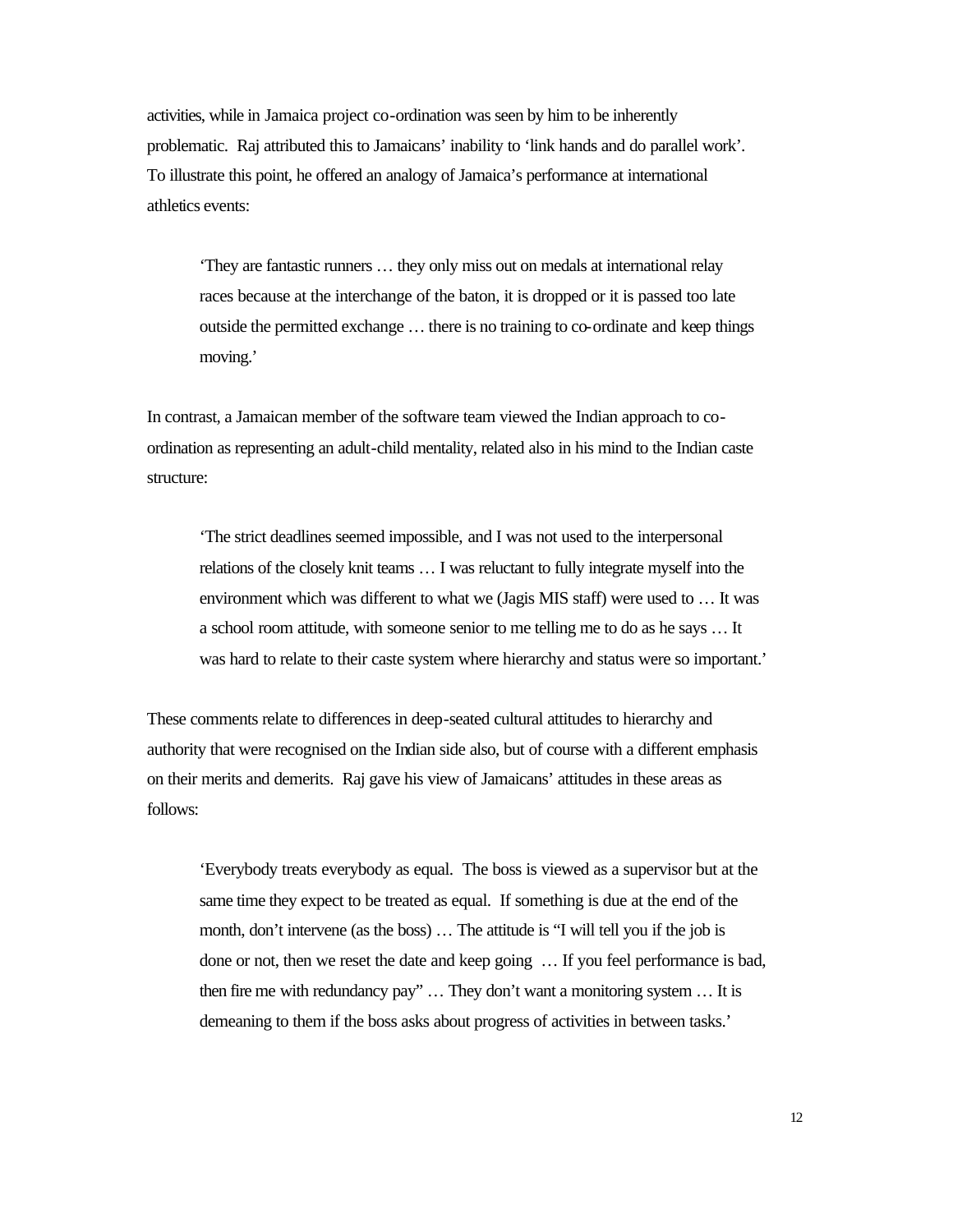activities, while in Jamaica project co-ordination was seen by him to be inherently problematic. Raj attributed this to Jamaicans' inability to 'link hands and do parallel work'. To illustrate this point, he offered an analogy of Jamaica's performance at international athletics events:

> 'They are fantastic runners … they only miss out on medals at international relay races because at the interchange of the baton, it is dropped or it is passed too late outside the permitted exchange … there is no training to co-ordinate and keep things moving.'

In contrast, a Jamaican member of the software team viewed the Indian approach to co-ordination as representing an adult-child mentality, related also in his mind to the Indian caste structure:

> 'The strict deadlines seemed impossible, and I was not used to the interpersonal relations of the closely knit teams … I was reluctant to fully integrate myself into the environment which was different to what we (Jagis MIS staff) were used to … It was a school room attitude, with someone senior to me telling me to do as he says … It was hard to relate to their caste system where hierarchy and status were so important.'

These comments relate to differences in deep-seated cultural attitudes to hierarchy and authority that were recognised on the Indian side also, but of course with a different emphasis on their merits and demerits. Raj gave his view of Jamaicans' attitudes in these areas as follows:

> 'Everybody treats everybody as equal. The boss is viewed as a supervisor but at the same time they expect to be treated as equal. If something is due at the end of the month, don't intervene (as the boss) … The attitude is "I will tell you if the job is done or not, then we reset the date and keep going … If you feel performance is bad, then fire me with redundancy pay" … They don't want a monitoring system … It is demeaning to them if the boss asks about progress of activities in between tasks.'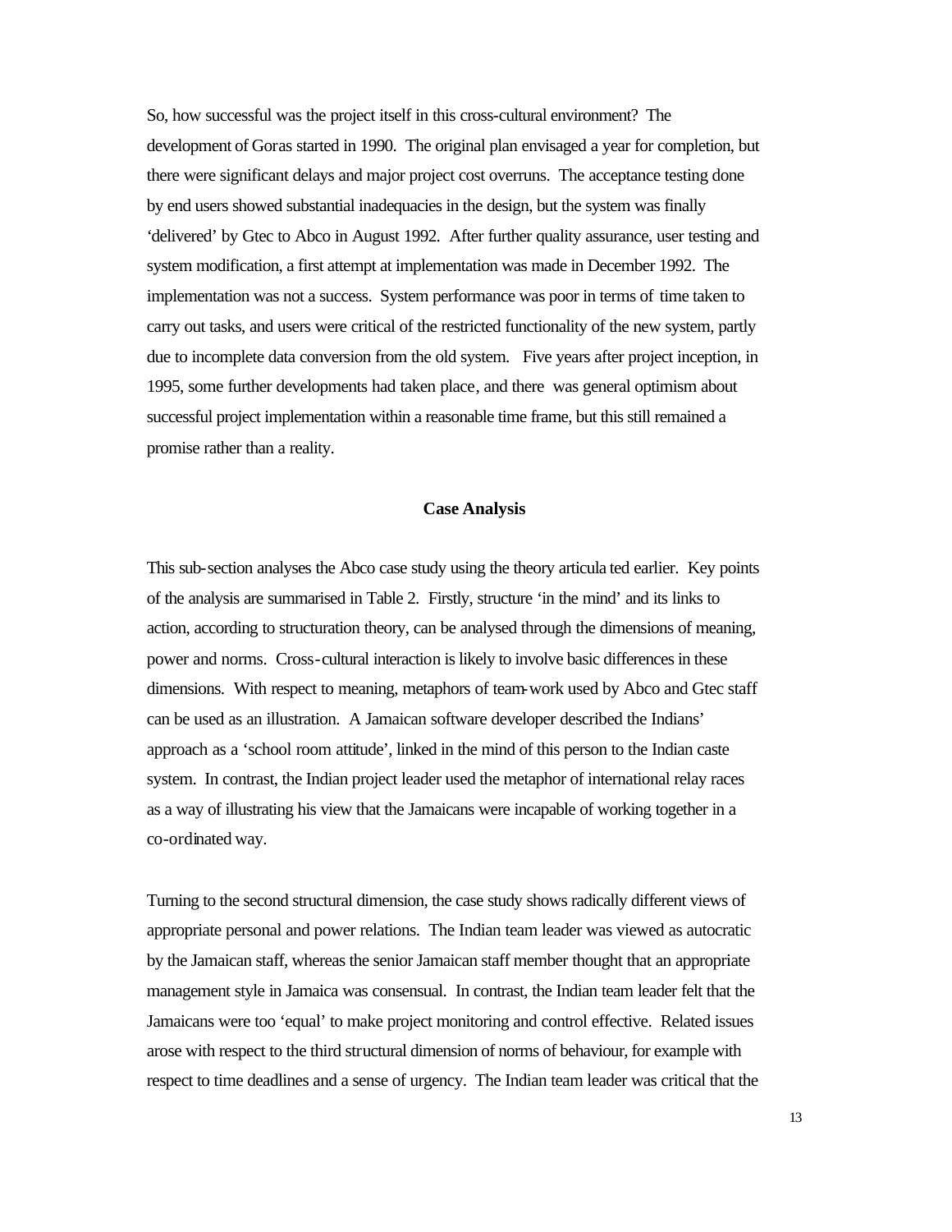So, how successful was the project itself in this cross-cultural environment? The development of Goras started in 1990. The original plan envisaged a year for completion, but there were significant delays and major project cost overruns. The acceptance testing done by end users showed substantial inadequacies in the design, but the system was finally 'delivered' by Gtec to Abco in August 1992. After further quality assurance, user testing and system modification, a first attempt at implementation was made in December 1992. The implementation was not a success. System performance was poor in terms of time taken to carry out tasks, and users were critical of the restricted functionality of the new system, partly due to incomplete data conversion from the old system. Five years after project inception, in 1995, some further developments had taken place, and there was general optimism about successful project implementation within a reasonable time frame, but this still remained a promise rather than a reality.

### Case Analysis

This sub-section analyses the Abco case study using the theory articulated earlier. Key points of the analysis are summarised in Table 2. Firstly, structure 'in the mind' and its links to action, according to structuration theory, can be analysed through the dimensions of meaning, power and norms. Cross-cultural interaction is likely to involve basic differences in these dimensions. With respect to meaning, metaphors of team-work used by Abco and Gtec staff can be used as an illustration. A Jamaican software developer described the Indians' approach as a 'school room attitude', linked in the mind of this person to the Indian caste system. In contrast, the Indian project leader used the metaphor of international relay races as a way of illustrating his view that the Jamaicans were incapable of working together in a co-ordinated way.

Turning to the second structural dimension, the case study shows radically different views of appropriate personal and power relations. The Indian team leader was viewed as autocratic by the Jamaican staff, whereas the senior Jamaican staff member thought that an appropriate management style in Jamaica was consensual. In contrast, the Indian team leader felt that the Jamaicans were too 'equal' to make project monitoring and control effective. Related issues arose with respect to the third structural dimension of norms of behaviour, for example with respect to time deadlines and a sense of urgency. The Indian team leader was critical that the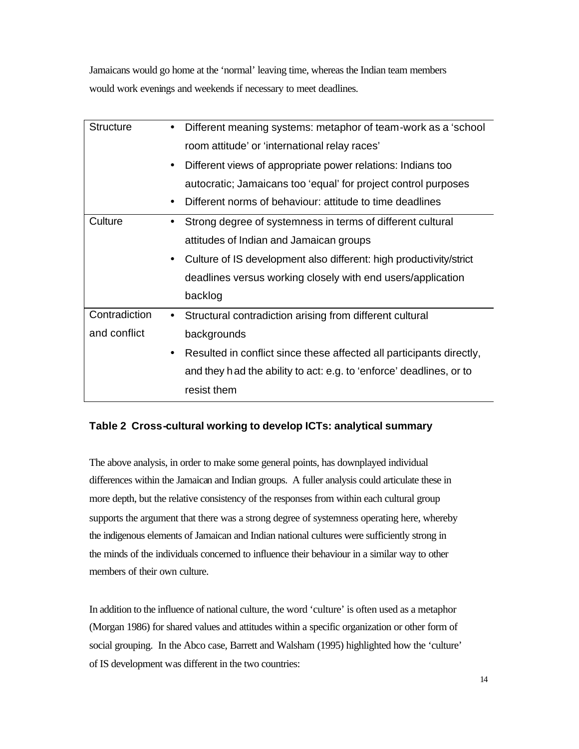Jamaicans would go home at the 'normal' leaving time, whereas the Indian team members would work evenings and weekends if necessary to meet deadlines.

| | |
|---|---|
| Structure | • Different meaning systems: metaphor of team-work as a 'school room attitude' or 'international relay races'<br>• Different views of appropriate power relations: Indians too autocratic; Jamaicans too 'equal' for project control purposes<br>• Different norms of behaviour: attitude to time deadlines |
| Culture | • Strong degree of systemness in terms of different cultural attitudes of Indian and Jamaican groups<br>• Culture of IS development also different: high productivity/strict deadlines versus working closely with end users/application backlog |
| Contradiction and conflict | • Structural contradiction arising from different cultural backgrounds<br>• Resulted in conflict since these affected all participants directly, and they had the ability to act: e.g. to 'enforce' deadlines, or to resist them |

**Table 2 Cross-cultural working to develop ICTs: analytical summary**

The above analysis, in order to make some general points, has downplayed individual differences within the Jamaican and Indian groups. A fuller analysis could articulate these in more depth, but the relative consistency of the responses from within each cultural group supports the argument that there was a strong degree of systemness operating here, whereby the indigenous elements of Jamaican and Indian national cultures were sufficiently strong in the minds of the individuals concerned to influence their behaviour in a similar way to other members of their own culture.

In addition to the influence of national culture, the word 'culture' is often used as a metaphor (Morgan 1986) for shared values and attitudes within a specific organization or other form of social grouping. In the Abco case, Barrett and Walsham (1995) highlighted how the 'culture' of IS development was different in the two countries: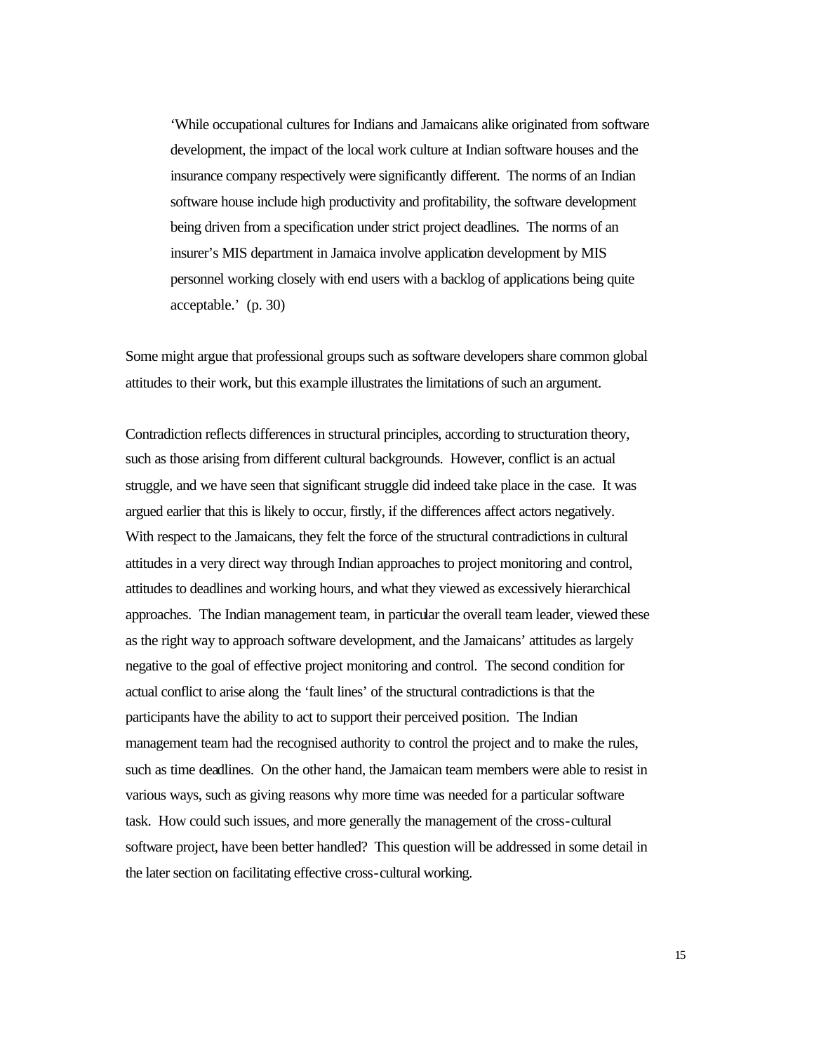> 'While occupational cultures for Indians and Jamaicans alike originated from software development, the impact of the local work culture at Indian software houses and the insurance company respectively were significantly different. The norms of an Indian software house include high productivity and profitability, the software development being driven from a specification under strict project deadlines. The norms of an insurer's MIS department in Jamaica involve application development by MIS personnel working closely with end users with a backlog of applications being quite acceptable.' (p. 30)

Some might argue that professional groups such as software developers share common global attitudes to their work, but this example illustrates the limitations of such an argument.

Contradiction reflects differences in structural principles, according to structuration theory, such as those arising from different cultural backgrounds. However, conflict is an actual struggle, and we have seen that significant struggle did indeed take place in the case. It was argued earlier that this is likely to occur, firstly, if the differences affect actors negatively. With respect to the Jamaicans, they felt the force of the structural contradictions in cultural attitudes in a very direct way through Indian approaches to project monitoring and control, attitudes to deadlines and working hours, and what they viewed as excessively hierarchical approaches. The Indian management team, in particular the overall team leader, viewed these as the right way to approach software development, and the Jamaicans' attitudes as largely negative to the goal of effective project monitoring and control. The second condition for actual conflict to arise along the 'fault lines' of the structural contradictions is that the participants have the ability to act to support their perceived position. The Indian management team had the recognised authority to control the project and to make the rules, such as time deadlines. On the other hand, the Jamaican team members were able to resist in various ways, such as giving reasons why more time was needed for a particular software task. How could such issues, and more generally the management of the cross-cultural software project, have been better handled? This question will be addressed in some detail in the later section on facilitating effective cross-cultural working.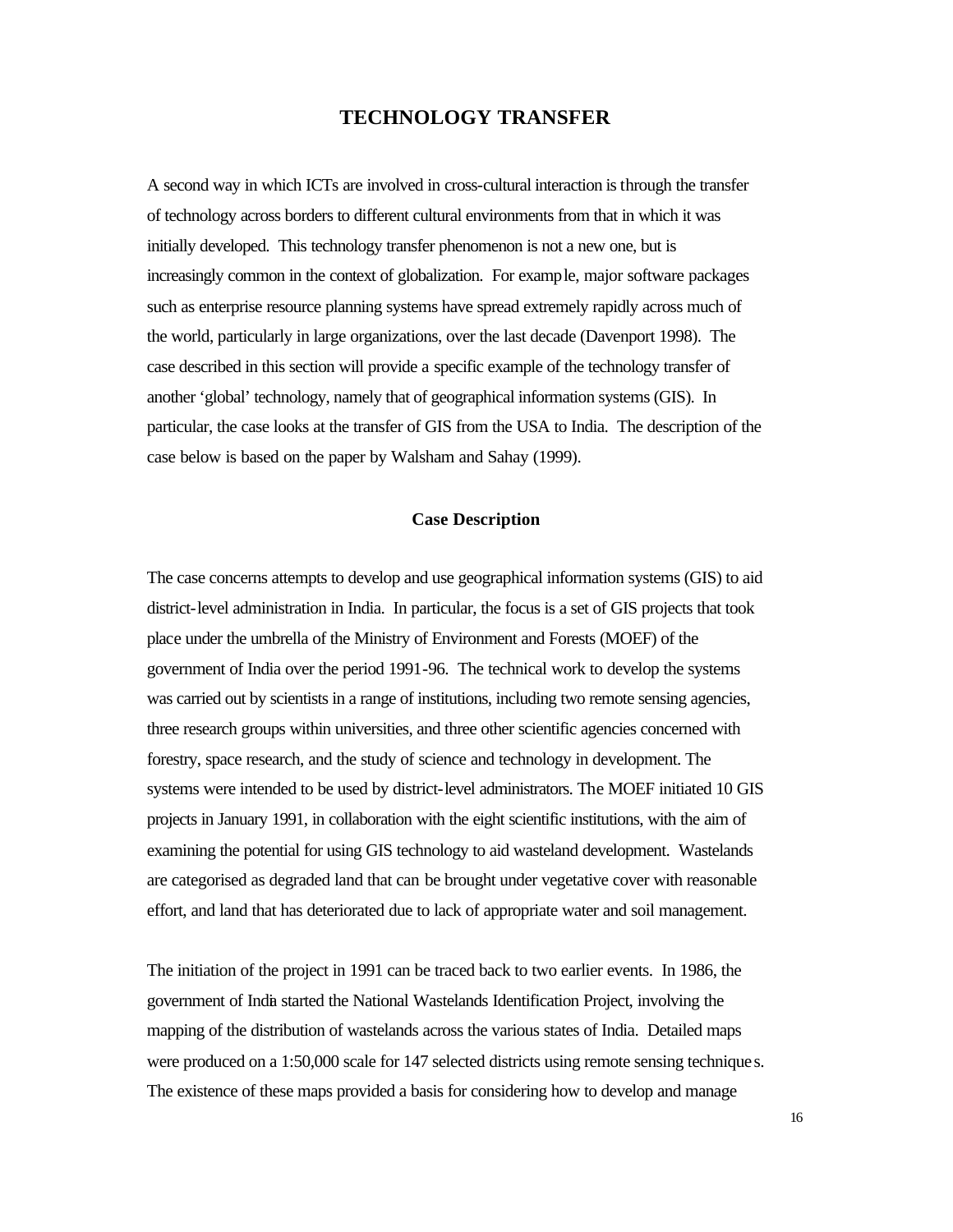# TECHNOLOGY TRANSFER

A second way in which ICTs are involved in cross-cultural interaction is through the transfer of technology across borders to different cultural environments from that in which it was initially developed. This technology transfer phenomenon is not a new one, but is increasingly common in the context of globalization. For example, major software packages such as enterprise resource planning systems have spread extremely rapidly across much of the world, particularly in large organizations, over the last decade (Davenport 1998). The case described in this section will provide a specific example of the technology transfer of another 'global' technology, namely that of geographical information systems (GIS). In particular, the case looks at the transfer of GIS from the USA to India. The description of the case below is based on the paper by Walsham and Sahay (1999).

## Case Description

The case concerns attempts to develop and use geographical information systems (GIS) to aid district-level administration in India. In particular, the focus is a set of GIS projects that took place under the umbrella of the Ministry of Environment and Forests (MOEF) of the government of India over the period 1991-96. The technical work to develop the systems was carried out by scientists in a range of institutions, including two remote sensing agencies, three research groups within universities, and three other scientific agencies concerned with forestry, space research, and the study of science and technology in development. The systems were intended to be used by district-level administrators. The MOEF initiated 10 GIS projects in January 1991, in collaboration with the eight scientific institutions, with the aim of examining the potential for using GIS technology to aid wasteland development. Wastelands are categorised as degraded land that can be brought under vegetative cover with reasonable effort, and land that has deteriorated due to lack of appropriate water and soil management.

The initiation of the project in 1991 can be traced back to two earlier events. In 1986, the government of India started the National Wastelands Identification Project, involving the mapping of the distribution of wastelands across the various states of India. Detailed maps were produced on a 1:50,000 scale for 147 selected districts using remote sensing techniques. The existence of these maps provided a basis for considering how to develop and manage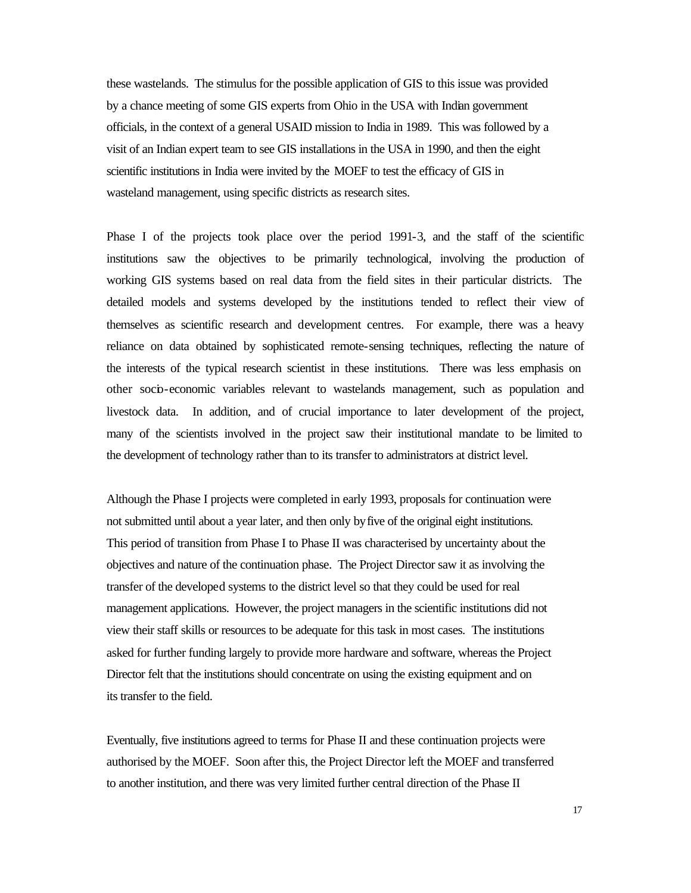these wastelands. The stimulus for the possible application of GIS to this issue was provided by a chance meeting of some GIS experts from Ohio in the USA with Indian government officials, in the context of a general USAID mission to India in 1989. This was followed by a visit of an Indian expert team to see GIS installations in the USA in 1990, and then the eight scientific institutions in India were invited by the MOEF to test the efficacy of GIS in wasteland management, using specific districts as research sites.

Phase I of the projects took place over the period 1991-3, and the staff of the scientific institutions saw the objectives to be primarily technological, involving the production of working GIS systems based on real data from the field sites in their particular districts. The detailed models and systems developed by the institutions tended to reflect their view of themselves as scientific research and development centres. For example, there was a heavy reliance on data obtained by sophisticated remote-sensing techniques, reflecting the nature of the interests of the typical research scientist in these institutions. There was less emphasis on other socio-economic variables relevant to wastelands management, such as population and livestock data. In addition, and of crucial importance to later development of the project, many of the scientists involved in the project saw their institutional mandate to be limited to the development of technology rather than to its transfer to administrators at district level.

Although the Phase I projects were completed in early 1993, proposals for continuation were not submitted until about a year later, and then only by five of the original eight institutions. This period of transition from Phase I to Phase II was characterised by uncertainty about the objectives and nature of the continuation phase. The Project Director saw it as involving the transfer of the developed systems to the district level so that they could be used for real management applications. However, the project managers in the scientific institutions did not view their staff skills or resources to be adequate for this task in most cases. The institutions asked for further funding largely to provide more hardware and software, whereas the Project Director felt that the institutions should concentrate on using the existing equipment and on its transfer to the field.

Eventually, five institutions agreed to terms for Phase II and these continuation projects were authorised by the MOEF. Soon after this, the Project Director left the MOEF and transferred to another institution, and there was very limited further central direction of the Phase II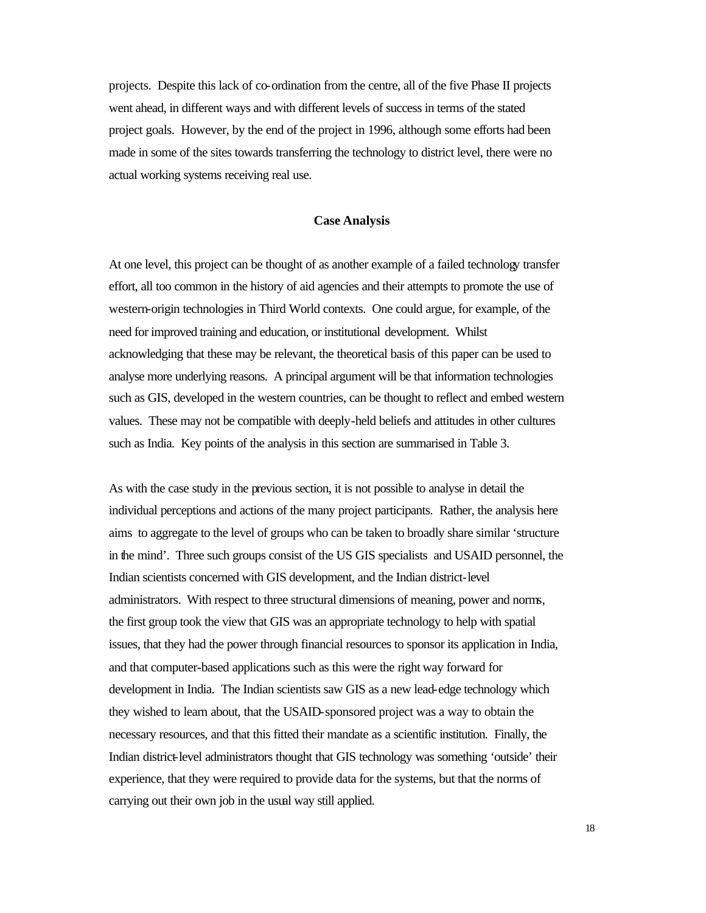projects. Despite this lack of co-ordination from the centre, all of the five Phase II projects went ahead, in different ways and with different levels of success in terms of the stated project goals. However, by the end of the project in 1996, although some efforts had been made in some of the sites towards transferring the technology to district level, there were no actual working systems receiving real use.

## Case Analysis

At one level, this project can be thought of as another example of a failed technology transfer effort, all too common in the history of aid agencies and their attempts to promote the use of western-origin technologies in Third World contexts. One could argue, for example, of the need for improved training and education, or institutional development. Whilst acknowledging that these may be relevant, the theoretical basis of this paper can be used to analyse more underlying reasons. A principal argument will be that information technologies such as GIS, developed in the western countries, can be thought to reflect and embed western values. These may not be compatible with deeply-held beliefs and attitudes in other cultures such as India. Key points of the analysis in this section are summarised in Table 3.

As with the case study in the previous section, it is not possible to analyse in detail the individual perceptions and actions of the many project participants. Rather, the analysis here aims to aggregate to the level of groups who can be taken to broadly share similar 'structure in the mind'. Three such groups consist of the US GIS specialists and USAID personnel, the Indian scientists concerned with GIS development, and the Indian district-level administrators. With respect to three structural dimensions of meaning, power and norms, the first group took the view that GIS was an appropriate technology to help with spatial issues, that they had the power through financial resources to sponsor its application in India, and that computer-based applications such as this were the right way forward for development in India. The Indian scientists saw GIS as a new lead-edge technology which they wished to learn about, that the USAID-sponsored project was a way to obtain the necessary resources, and that this fitted their mandate as a scientific institution. Finally, the Indian district-level administrators thought that GIS technology was something 'outside' their experience, that they were required to provide data for the systems, but that the norms of carrying out their own job in the usual way still applied.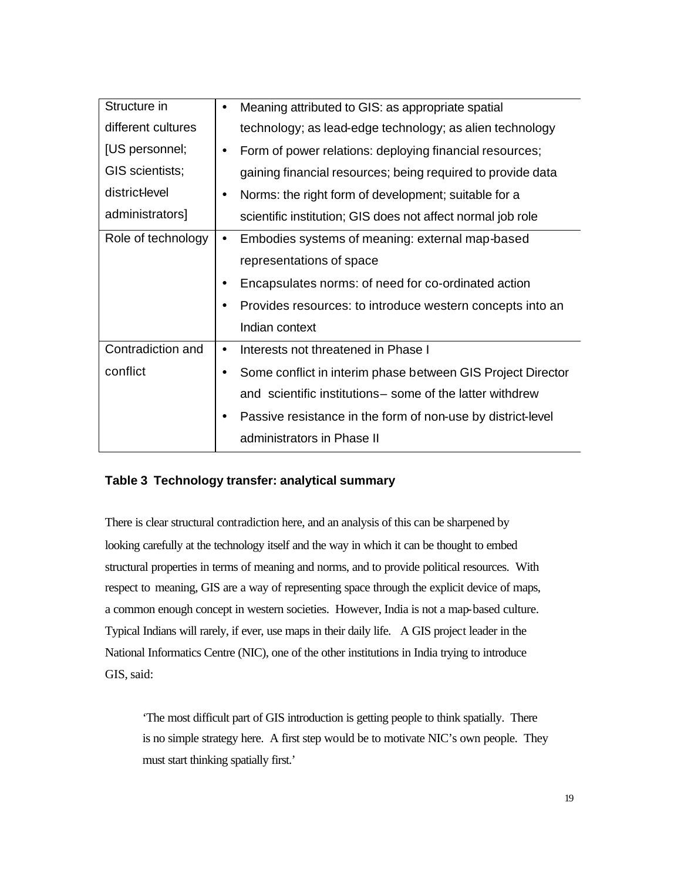| | |
|---|---|
| Structure in different cultures [US personnel; GIS scientists; district-level administrators] | • Meaning attributed to GIS: as appropriate spatial technology; as lead-edge technology; as alien technology<br>• Form of power relations: deploying financial resources; gaining financial resources; being required to provide data<br>• Norms: the right form of development; suitable for a scientific institution; GIS does not affect normal job role |
| Role of technology | • Embodies systems of meaning: external map-based representations of space<br>• Encapsulates norms: of need for co-ordinated action<br>• Provides resources: to introduce western concepts into an Indian context |
| Contradiction and conflict | • Interests not threatened in Phase I<br>• Some conflict in interim phase between GIS Project Director and scientific institutions – some of the latter withdrew<br>• Passive resistance in the form of non-use by district-level administrators in Phase II |

**Table 3 Technology transfer: analytical summary**

There is clear structural contradiction here, and an analysis of this can be sharpened by looking carefully at the technology itself and the way in which it can be thought to embed structural properties in terms of meaning and norms, and to provide political resources. With respect to meaning, GIS are a way of representing space through the explicit device of maps, a common enough concept in western societies. However, India is not a map-based culture. Typical Indians will rarely, if ever, use maps in their daily life. A GIS project leader in the National Informatics Centre (NIC), one of the other institutions in India trying to introduce GIS, said:

> 'The most difficult part of GIS introduction is getting people to think spatially. There is no simple strategy here. A first step would be to motivate NIC's own people. They must start thinking spatially first.'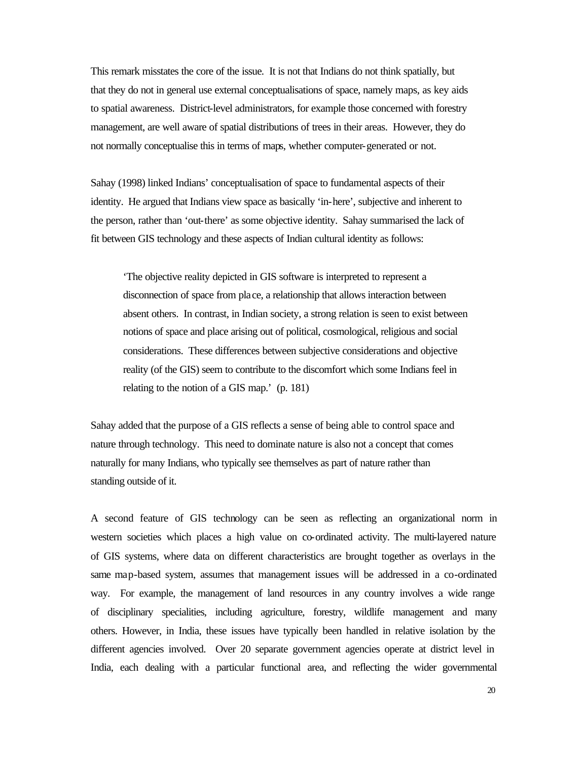This remark misstates the core of the issue. It is not that Indians do not think spatially, but that they do not in general use external conceptualisations of space, namely maps, as key aids to spatial awareness. District-level administrators, for example those concerned with forestry management, are well aware of spatial distributions of trees in their areas. However, they do not normally conceptualise this in terms of maps, whether computer-generated or not.

Sahay (1998) linked Indians' conceptualisation of space to fundamental aspects of their identity. He argued that Indians view space as basically 'in-here', subjective and inherent to the person, rather than 'out-there' as some objective identity. Sahay summarised the lack of fit between GIS technology and these aspects of Indian cultural identity as follows:

> 'The objective reality depicted in GIS software is interpreted to represent a disconnection of space from place, a relationship that allows interaction between absent others. In contrast, in Indian society, a strong relation is seen to exist between notions of space and place arising out of political, cosmological, religious and social considerations. These differences between subjective considerations and objective reality (of the GIS) seem to contribute to the discomfort which some Indians feel in relating to the notion of a GIS map.' (p. 181)

Sahay added that the purpose of a GIS reflects a sense of being able to control space and nature through technology. This need to dominate nature is also not a concept that comes naturally for many Indians, who typically see themselves as part of nature rather than standing outside of it.

A second feature of GIS technology can be seen as reflecting an organizational norm in western societies which places a high value on co-ordinated activity. The multi-layered nature of GIS systems, where data on different characteristics are brought together as overlays in the same map-based system, assumes that management issues will be addressed in a co-ordinated way. For example, the management of land resources in any country involves a wide range of disciplinary specialities, including agriculture, forestry, wildlife management and many others. However, in India, these issues have typically been handled in relative isolation by the different agencies involved. Over 20 separate government agencies operate at district level in India, each dealing with a particular functional area, and reflecting the wider governmental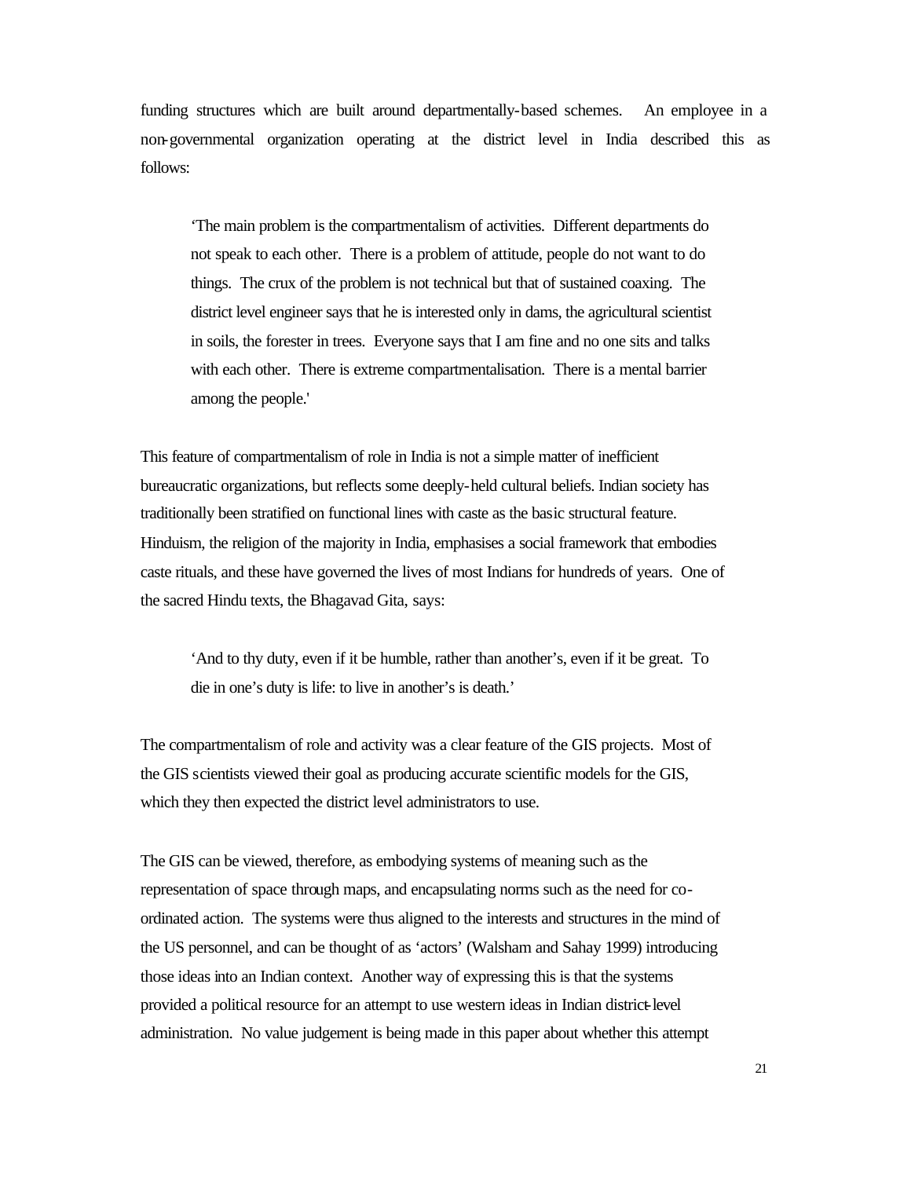funding structures which are built around departmentally-based schemes. An employee in a non-governmental organization operating at the district level in India described this as follows:

> 'The main problem is the compartmentalism of activities. Different departments do not speak to each other. There is a problem of attitude, people do not want to do things. The crux of the problem is not technical but that of sustained coaxing. The district level engineer says that he is interested only in dams, the agricultural scientist in soils, the forester in trees. Everyone says that I am fine and no one sits and talks with each other. There is extreme compartmentalisation. There is a mental barrier among the people.'

This feature of compartmentalism of role in India is not a simple matter of inefficient bureaucratic organizations, but reflects some deeply-held cultural beliefs. Indian society has traditionally been stratified on functional lines with caste as the basic structural feature. Hinduism, the religion of the majority in India, emphasises a social framework that embodies caste rituals, and these have governed the lives of most Indians for hundreds of years. One of the sacred Hindu texts, the Bhagavad Gita, says:

> 'And to thy duty, even if it be humble, rather than another's, even if it be great. To die in one's duty is life: to live in another's is death.'

The compartmentalism of role and activity was a clear feature of the GIS projects. Most of the GIS scientists viewed their goal as producing accurate scientific models for the GIS, which they then expected the district level administrators to use.

The GIS can be viewed, therefore, as embodying systems of meaning such as the representation of space through maps, and encapsulating norms such as the need for co-ordinated action. The systems were thus aligned to the interests and structures in the mind of the US personnel, and can be thought of as 'actors' (Walsham and Sahay 1999) introducing those ideas into an Indian context. Another way of expressing this is that the systems provided a political resource for an attempt to use western ideas in Indian district-level administration. No value judgement is being made in this paper about whether this attempt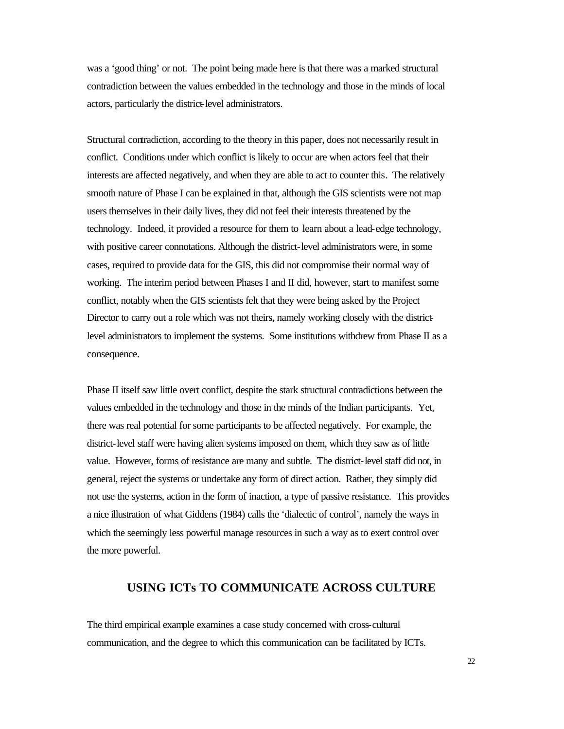was a 'good thing' or not. The point being made here is that there was a marked structural contradiction between the values embedded in the technology and those in the minds of local actors, particularly the district-level administrators.

Structural contradiction, according to the theory in this paper, does not necessarily result in conflict. Conditions under which conflict is likely to occur are when actors feel that their interests are affected negatively, and when they are able to act to counter this. The relatively smooth nature of Phase I can be explained in that, although the GIS scientists were not map users themselves in their daily lives, they did not feel their interests threatened by the technology. Indeed, it provided a resource for them to learn about a lead-edge technology, with positive career connotations. Although the district-level administrators were, in some cases, required to provide data for the GIS, this did not compromise their normal way of working. The interim period between Phases I and II did, however, start to manifest some conflict, notably when the GIS scientists felt that they were being asked by the Project Director to carry out a role which was not theirs, namely working closely with the district-level administrators to implement the systems. Some institutions withdrew from Phase II as a consequence.

Phase II itself saw little overt conflict, despite the stark structural contradictions between the values embedded in the technology and those in the minds of the Indian participants. Yet, there was real potential for some participants to be affected negatively. For example, the district-level staff were having alien systems imposed on them, which they saw as of little value. However, forms of resistance are many and subtle. The district-level staff did not, in general, reject the systems or undertake any form of direct action. Rather, they simply did not use the systems, action in the form of inaction, a type of passive resistance. This provides a nice illustration of what Giddens (1984) calls the 'dialectic of control', namely the ways in which the seemingly less powerful manage resources in such a way as to exert control over the more powerful.

## USING ICTs TO COMMUNICATE ACROSS CULTURE

The third empirical example examines a case study concerned with cross-cultural communication, and the degree to which this communication can be facilitated by ICTs.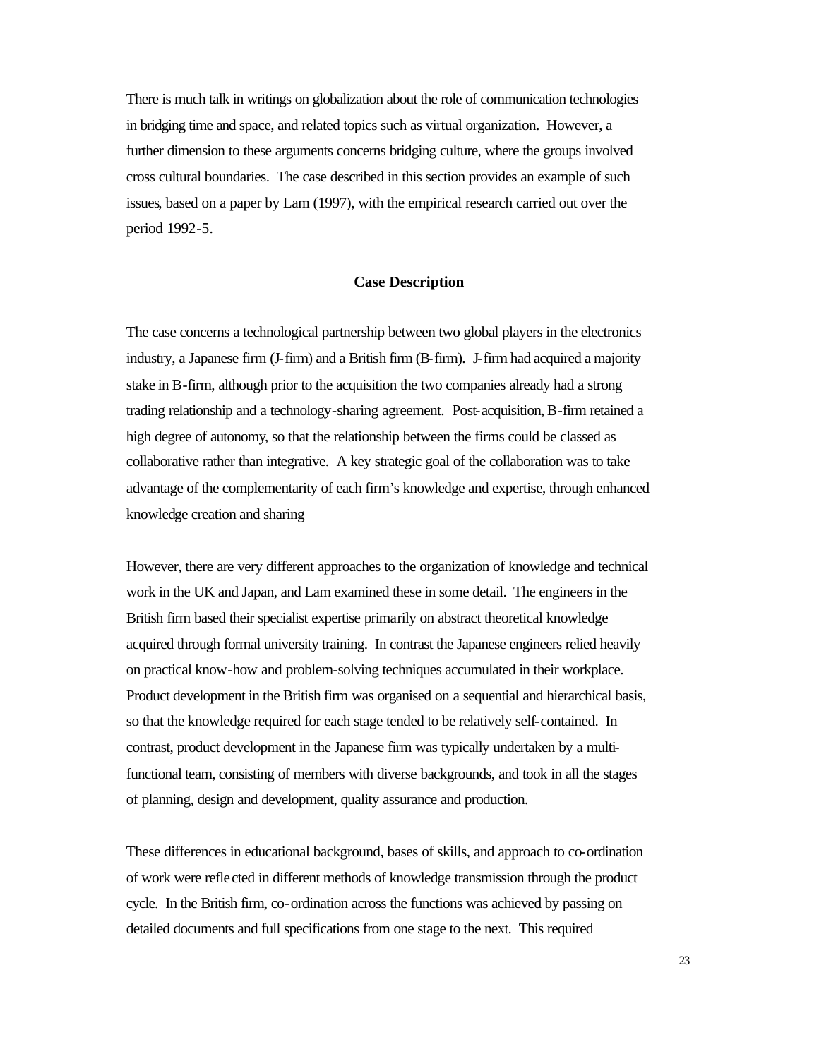There is much talk in writings on globalization about the role of communication technologies in bridging time and space, and related topics such as virtual organization. However, a further dimension to these arguments concerns bridging culture, where the groups involved cross cultural boundaries. The case described in this section provides an example of such issues, based on a paper by Lam (1997), with the empirical research carried out over the period 1992-5.

## Case Description

The case concerns a technological partnership between two global players in the electronics industry, a Japanese firm (J-firm) and a British firm (B-firm). J-firm had acquired a majority stake in B-firm, although prior to the acquisition the two companies already had a strong trading relationship and a technology-sharing agreement. Post-acquisition, B-firm retained a high degree of autonomy, so that the relationship between the firms could be classed as collaborative rather than integrative. A key strategic goal of the collaboration was to take advantage of the complementarity of each firm's knowledge and expertise, through enhanced knowledge creation and sharing

However, there are very different approaches to the organization of knowledge and technical work in the UK and Japan, and Lam examined these in some detail. The engineers in the British firm based their specialist expertise primarily on abstract theoretical knowledge acquired through formal university training. In contrast the Japanese engineers relied heavily on practical know-how and problem-solving techniques accumulated in their workplace. Product development in the British firm was organised on a sequential and hierarchical basis, so that the knowledge required for each stage tended to be relatively self-contained. In contrast, product development in the Japanese firm was typically undertaken by a multi-functional team, consisting of members with diverse backgrounds, and took in all the stages of planning, design and development, quality assurance and production.

These differences in educational background, bases of skills, and approach to co-ordination of work were reflected in different methods of knowledge transmission through the product cycle. In the British firm, co-ordination across the functions was achieved by passing on detailed documents and full specifications from one stage to the next. This required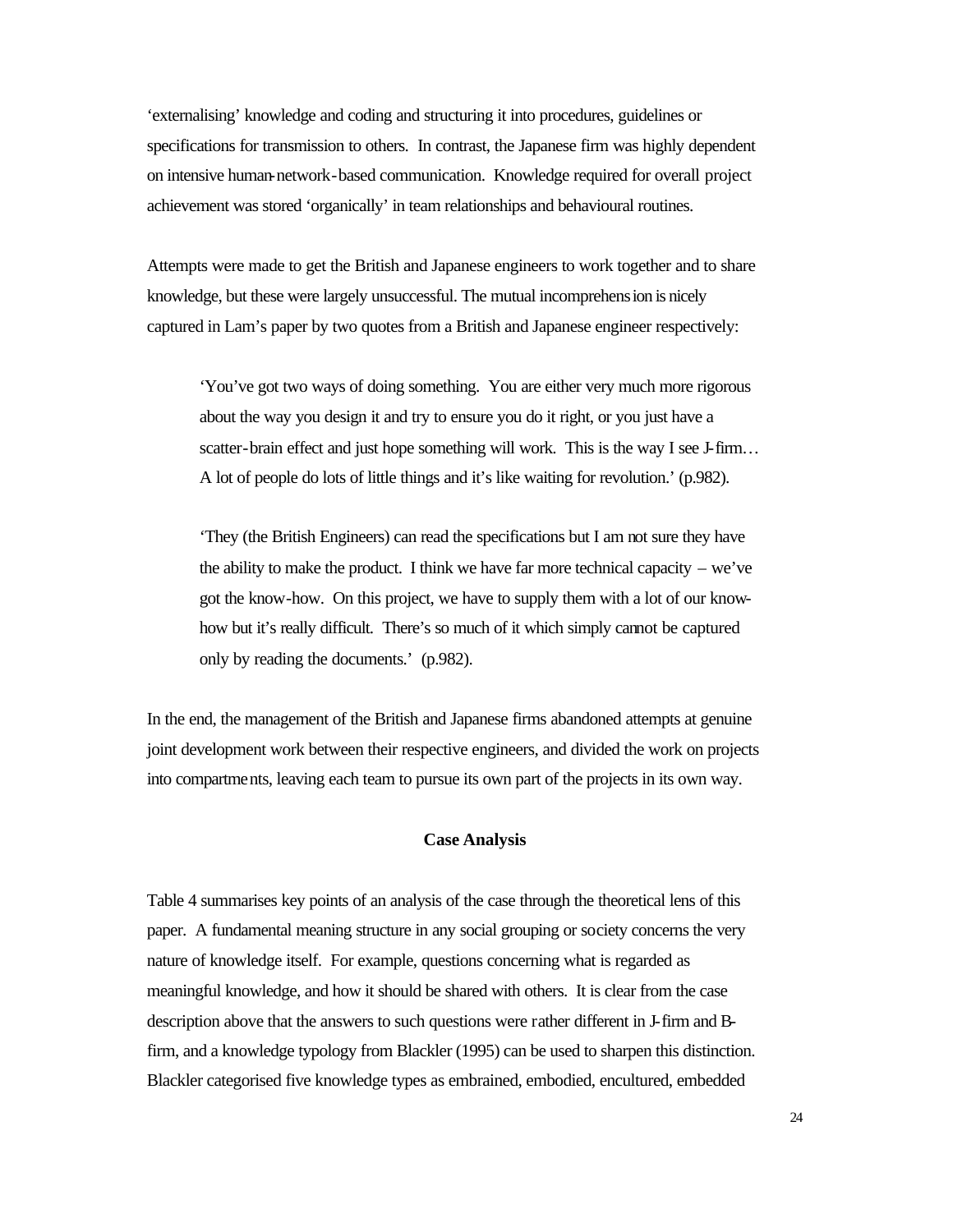'externalising' knowledge and coding and structuring it into procedures, guidelines or specifications for transmission to others. In contrast, the Japanese firm was highly dependent on intensive human-network-based communication. Knowledge required for overall project achievement was stored 'organically' in team relationships and behavioural routines.

Attempts were made to get the British and Japanese engineers to work together and to share knowledge, but these were largely unsuccessful. The mutual incomprehension is nicely captured in Lam's paper by two quotes from a British and Japanese engineer respectively:

> 'You've got two ways of doing something. You are either very much more rigorous about the way you design it and try to ensure you do it right, or you just have a scatter-brain effect and just hope something will work. This is the way I see J-firm… A lot of people do lots of little things and it's like waiting for revolution.' (p.982).

> 'They (the British Engineers) can read the specifications but I am not sure they have the ability to make the product. I think we have far more technical capacity – we've got the know-how. On this project, we have to supply them with a lot of our know-how but it's really difficult. There's so much of it which simply cannot be captured only by reading the documents.' (p.982).

In the end, the management of the British and Japanese firms abandoned attempts at genuine joint development work between their respective engineers, and divided the work on projects into compartments, leaving each team to pursue its own part of the projects in its own way.

## Case Analysis

Table 4 summarises key points of an analysis of the case through the theoretical lens of this paper. A fundamental meaning structure in any social grouping or society concerns the very nature of knowledge itself. For example, questions concerning what is regarded as meaningful knowledge, and how it should be shared with others. It is clear from the case description above that the answers to such questions were rather different in J-firm and B-firm, and a knowledge typology from Blackler (1995) can be used to sharpen this distinction. Blackler categorised five knowledge types as embrained, embodied, encultured, embedded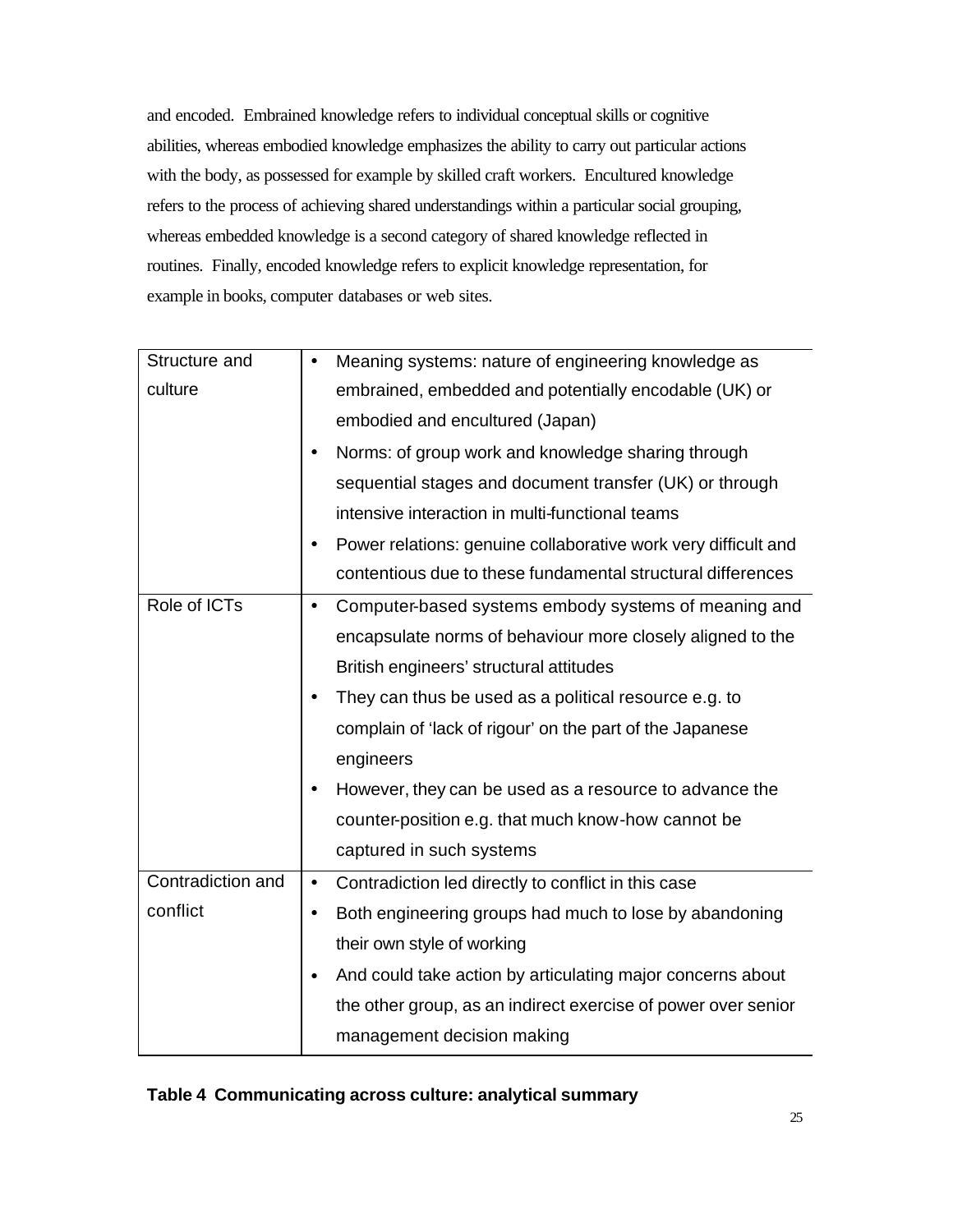and encoded. Embrained knowledge refers to individual conceptual skills or cognitive abilities, whereas embodied knowledge emphasizes the ability to carry out particular actions with the body, as possessed for example by skilled craft workers. Encultured knowledge refers to the process of achieving shared understandings within a particular social grouping, whereas embedded knowledge is a second category of shared knowledge reflected in routines. Finally, encoded knowledge refers to explicit knowledge representation, for example in books, computer databases or web sites.

| | |
|---|---|
| Structure and culture | • Meaning systems: nature of engineering knowledge as embrained, embedded and potentially encodable (UK) or embodied and encultured (Japan)<br>• Norms: of group work and knowledge sharing through sequential stages and document transfer (UK) or through intensive interaction in multi-functional teams<br>• Power relations: genuine collaborative work very difficult and contentious due to these fundamental structural differences |
| Role of ICTs | • Computer-based systems embody systems of meaning and encapsulate norms of behaviour more closely aligned to the British engineers' structural attitudes<br>• They can thus be used as a political resource e.g. to complain of 'lack of rigour' on the part of the Japanese engineers<br>• However, they can be used as a resource to advance the counter-position e.g. that much know-how cannot be captured in such systems |
| Contradiction and conflict | • Contradiction led directly to conflict in this case<br>• Both engineering groups had much to lose by abandoning their own style of working<br>• And could take action by articulating major concerns about the other group, as an indirect exercise of power over senior management decision making |

**Table 4 Communicating across culture: analytical summary**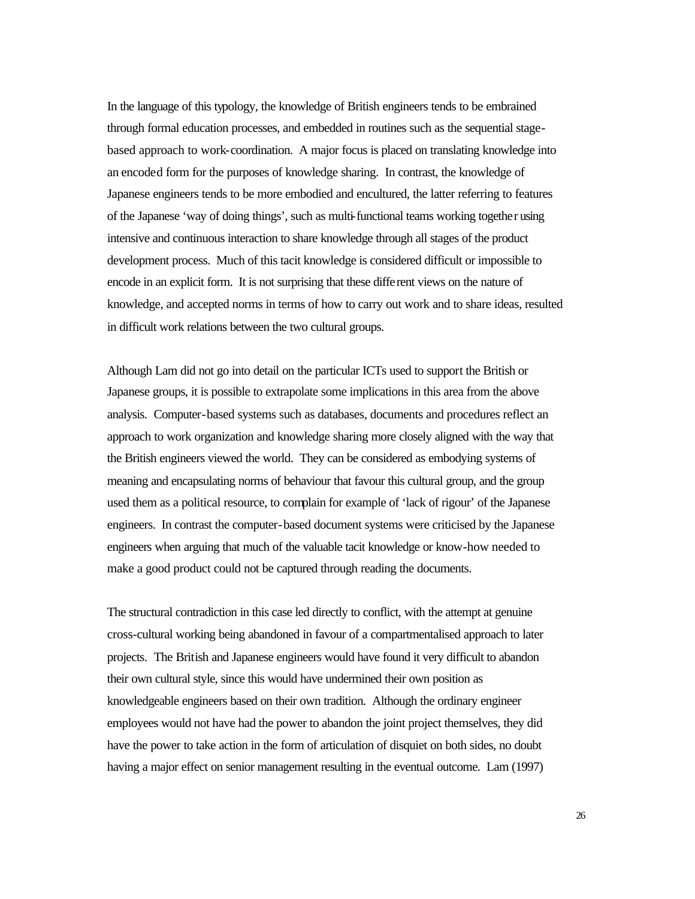In the language of this typology, the knowledge of British engineers tends to be embrained through formal education processes, and embedded in routines such as the sequential stage-based approach to work-coordination. A major focus is placed on translating knowledge into an encoded form for the purposes of knowledge sharing. In contrast, the knowledge of Japanese engineers tends to be more embodied and encultured, the latter referring to features of the Japanese 'way of doing things', such as multi-functional teams working together using intensive and continuous interaction to share knowledge through all stages of the product development process. Much of this tacit knowledge is considered difficult or impossible to encode in an explicit form. It is not surprising that these different views on the nature of knowledge, and accepted norms in terms of how to carry out work and to share ideas, resulted in difficult work relations between the two cultural groups.

Although Lam did not go into detail on the particular ICTs used to support the British or Japanese groups, it is possible to extrapolate some implications in this area from the above analysis. Computer-based systems such as databases, documents and procedures reflect an approach to work organization and knowledge sharing more closely aligned with the way that the British engineers viewed the world. They can be considered as embodying systems of meaning and encapsulating norms of behaviour that favour this cultural group, and the group used them as a political resource, to complain for example of 'lack of rigour' of the Japanese engineers. In contrast the computer-based document systems were criticised by the Japanese engineers when arguing that much of the valuable tacit knowledge or know-how needed to make a good product could not be captured through reading the documents.

The structural contradiction in this case led directly to conflict, with the attempt at genuine cross-cultural working being abandoned in favour of a compartmentalised approach to later projects. The British and Japanese engineers would have found it very difficult to abandon their own cultural style, since this would have undermined their own position as knowledgeable engineers based on their own tradition. Although the ordinary engineer employees would not have had the power to abandon the joint project themselves, they did have the power to take action in the form of articulation of disquiet on both sides, no doubt having a major effect on senior management resulting in the eventual outcome. Lam (1997)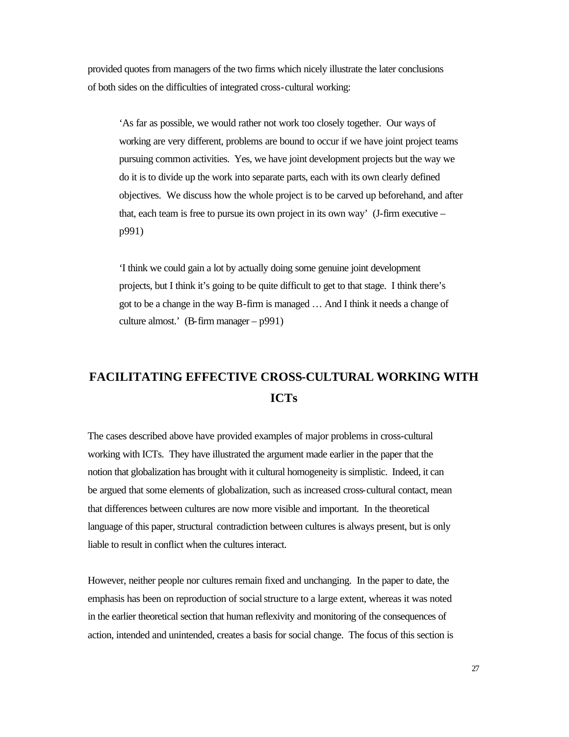provided quotes from managers of the two firms which nicely illustrate the later conclusions of both sides on the difficulties of integrated cross-cultural working:

> 'As far as possible, we would rather not work too closely together. Our ways of working are very different, problems are bound to occur if we have joint project teams pursuing common activities. Yes, we have joint development projects but the way we do it is to divide up the work into separate parts, each with its own clearly defined objectives. We discuss how the whole project is to be carved up beforehand, and after that, each team is free to pursue its own project in its own way' (J-firm executive – p991)

> 'I think we could gain a lot by actually doing some genuine joint development projects, but I think it's going to be quite difficult to get to that stage. I think there's got to be a change in the way B-firm is managed … And I think it needs a change of culture almost.' (B-firm manager – p991)

## FACILITATING EFFECTIVE CROSS-CULTURAL WORKING WITH ICTs

The cases described above have provided examples of major problems in cross-cultural working with ICTs. They have illustrated the argument made earlier in the paper that the notion that globalization has brought with it cultural homogeneity is simplistic. Indeed, it can be argued that some elements of globalization, such as increased cross-cultural contact, mean that differences between cultures are now more visible and important. In the theoretical language of this paper, structural contradiction between cultures is always present, but is only liable to result in conflict when the cultures interact.

However, neither people nor cultures remain fixed and unchanging. In the paper to date, the emphasis has been on reproduction of social structure to a large extent, whereas it was noted in the earlier theoretical section that human reflexivity and monitoring of the consequences of action, intended and unintended, creates a basis for social change. The focus of this section is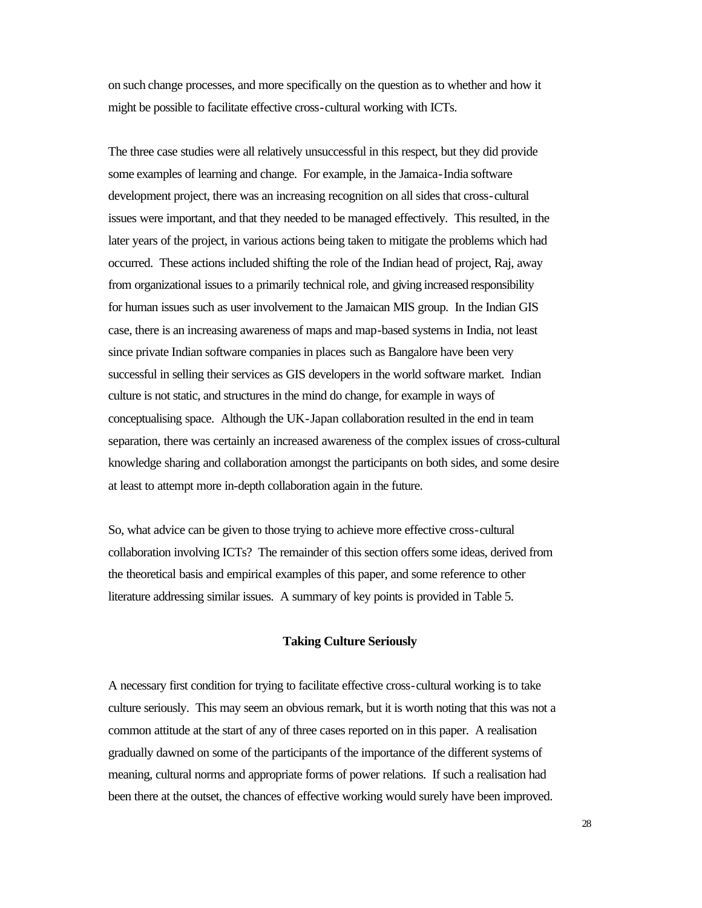on such change processes, and more specifically on the question as to whether and how it might be possible to facilitate effective cross-cultural working with ICTs.

The three case studies were all relatively unsuccessful in this respect, but they did provide some examples of learning and change. For example, in the Jamaica-India software development project, there was an increasing recognition on all sides that cross-cultural issues were important, and that they needed to be managed effectively. This resulted, in the later years of the project, in various actions being taken to mitigate the problems which had occurred. These actions included shifting the role of the Indian head of project, Raj, away from organizational issues to a primarily technical role, and giving increased responsibility for human issues such as user involvement to the Jamaican MIS group. In the Indian GIS case, there is an increasing awareness of maps and map-based systems in India, not least since private Indian software companies in places such as Bangalore have been very successful in selling their services as GIS developers in the world software market. Indian culture is not static, and structures in the mind do change, for example in ways of conceptualising space. Although the UK-Japan collaboration resulted in the end in team separation, there was certainly an increased awareness of the complex issues of cross-cultural knowledge sharing and collaboration amongst the participants on both sides, and some desire at least to attempt more in-depth collaboration again in the future.

So, what advice can be given to those trying to achieve more effective cross-cultural collaboration involving ICTs? The remainder of this section offers some ideas, derived from the theoretical basis and empirical examples of this paper, and some reference to other literature addressing similar issues. A summary of key points is provided in Table 5.

### Taking Culture Seriously

A necessary first condition for trying to facilitate effective cross-cultural working is to take culture seriously. This may seem an obvious remark, but it is worth noting that this was not a common attitude at the start of any of three cases reported on in this paper. A realisation gradually dawned on some of the participants of the importance of the different systems of meaning, cultural norms and appropriate forms of power relations. If such a realisation had been there at the outset, the chances of effective working would surely have been improved.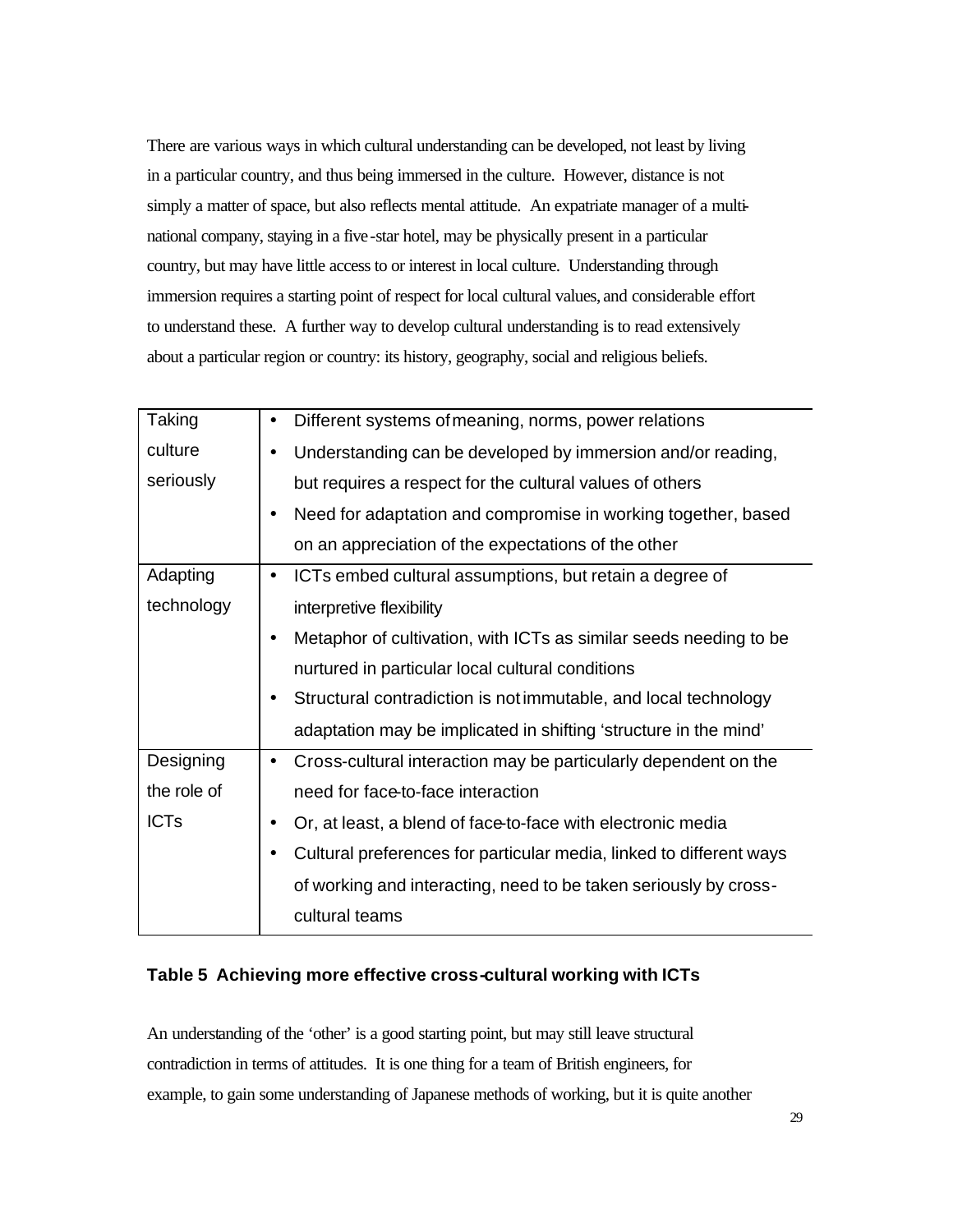There are various ways in which cultural understanding can be developed, not least by living in a particular country, and thus being immersed in the culture. However, distance is not simply a matter of space, but also reflects mental attitude. An expatriate manager of a multinational company, staying in a five-star hotel, may be physically present in a particular country, but may have little access to or interest in local culture. Understanding through immersion requires a starting point of respect for local cultural values, and considerable effort to understand these. A further way to develop cultural understanding is to read extensively about a particular region or country: its history, geography, social and religious beliefs.

| | |
|---|---|
| Taking culture seriously | • Different systems of meaning, norms, power relations<br>• Understanding can be developed by immersion and/or reading, but requires a respect for the cultural values of others<br>• Need for adaptation and compromise in working together, based on an appreciation of the expectations of the other |
| Adapting technology | • ICTs embed cultural assumptions, but retain a degree of interpretive flexibility<br>• Metaphor of cultivation, with ICTs as similar seeds needing to be nurtured in particular local cultural conditions<br>• Structural contradiction is not immutable, and local technology adaptation may be implicated in shifting 'structure in the mind' |
| Designing the role of ICTs | • Cross-cultural interaction may be particularly dependent on the need for face-to-face interaction<br>• Or, at least, a blend of face-to-face with electronic media<br>• Cultural preferences for particular media, linked to different ways of working and interacting, need to be taken seriously by cross-cultural teams |

**Table 5 Achieving more effective cross-cultural working with ICTs**

An understanding of the 'other' is a good starting point, but may still leave structural contradiction in terms of attitudes. It is one thing for a team of British engineers, for example, to gain some understanding of Japanese methods of working, but it is quite another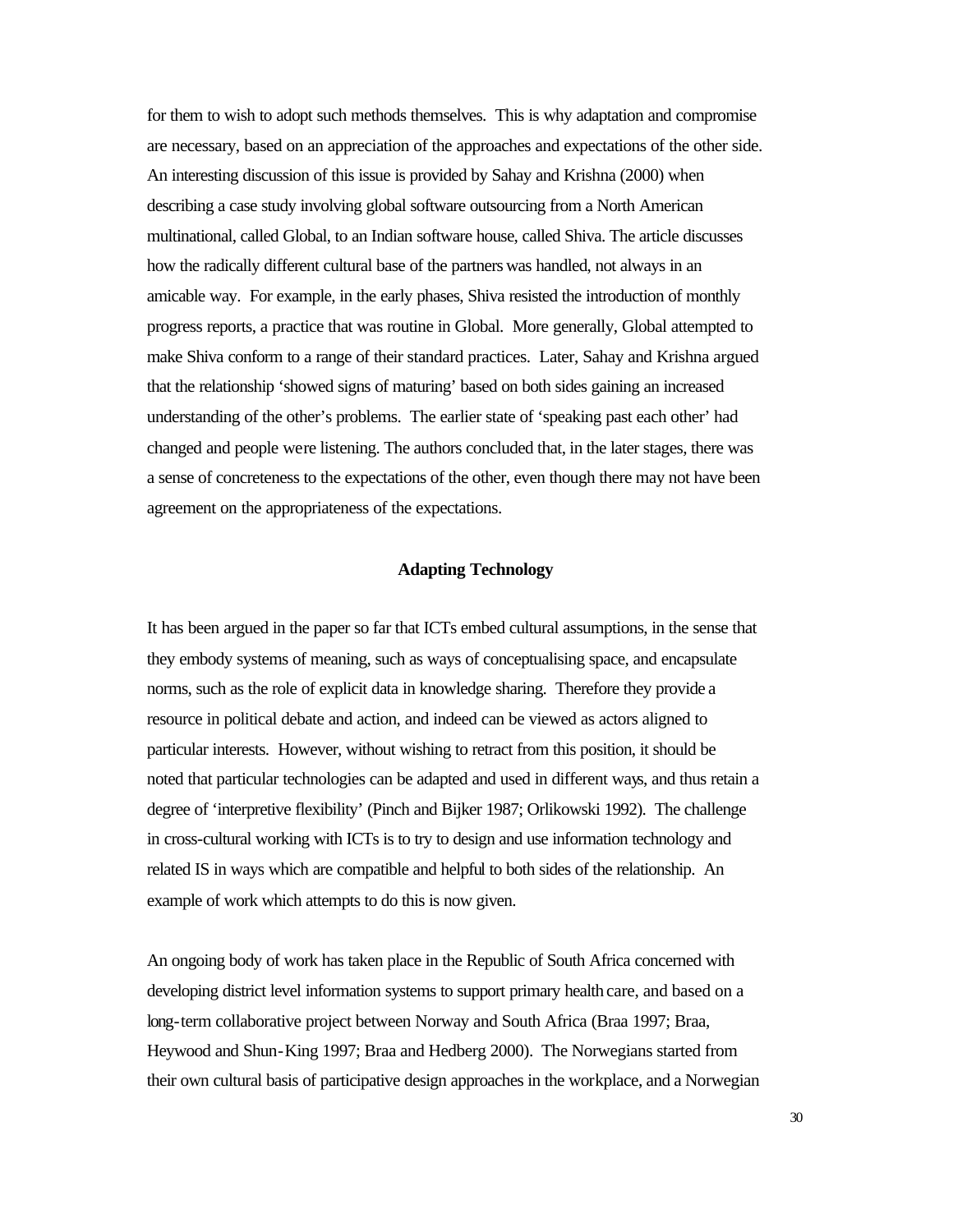for them to wish to adopt such methods themselves. This is why adaptation and compromise are necessary, based on an appreciation of the approaches and expectations of the other side. An interesting discussion of this issue is provided by Sahay and Krishna (2000) when describing a case study involving global software outsourcing from a North American multinational, called Global, to an Indian software house, called Shiva. The article discusses how the radically different cultural base of the partners was handled, not always in an amicable way. For example, in the early phases, Shiva resisted the introduction of monthly progress reports, a practice that was routine in Global. More generally, Global attempted to make Shiva conform to a range of their standard practices. Later, Sahay and Krishna argued that the relationship 'showed signs of maturing' based on both sides gaining an increased understanding of the other's problems. The earlier state of 'speaking past each other' had changed and people were listening. The authors concluded that, in the later stages, there was a sense of concreteness to the expectations of the other, even though there may not have been agreement on the appropriateness of the expectations.

## Adapting Technology

It has been argued in the paper so far that ICTs embed cultural assumptions, in the sense that they embody systems of meaning, such as ways of conceptualising space, and encapsulate norms, such as the role of explicit data in knowledge sharing. Therefore they provide a resource in political debate and action, and indeed can be viewed as actors aligned to particular interests. However, without wishing to retract from this position, it should be noted that particular technologies can be adapted and used in different ways, and thus retain a degree of 'interpretive flexibility' (Pinch and Bijker 1987; Orlikowski 1992). The challenge in cross-cultural working with ICTs is to try to design and use information technology and related IS in ways which are compatible and helpful to both sides of the relationship. An example of work which attempts to do this is now given.

An ongoing body of work has taken place in the Republic of South Africa concerned with developing district level information systems to support primary health care, and based on a long-term collaborative project between Norway and South Africa (Braa 1997; Braa, Heywood and Shun-King 1997; Braa and Hedberg 2000). The Norwegians started from their own cultural basis of participative design approaches in the workplace, and a Norwegian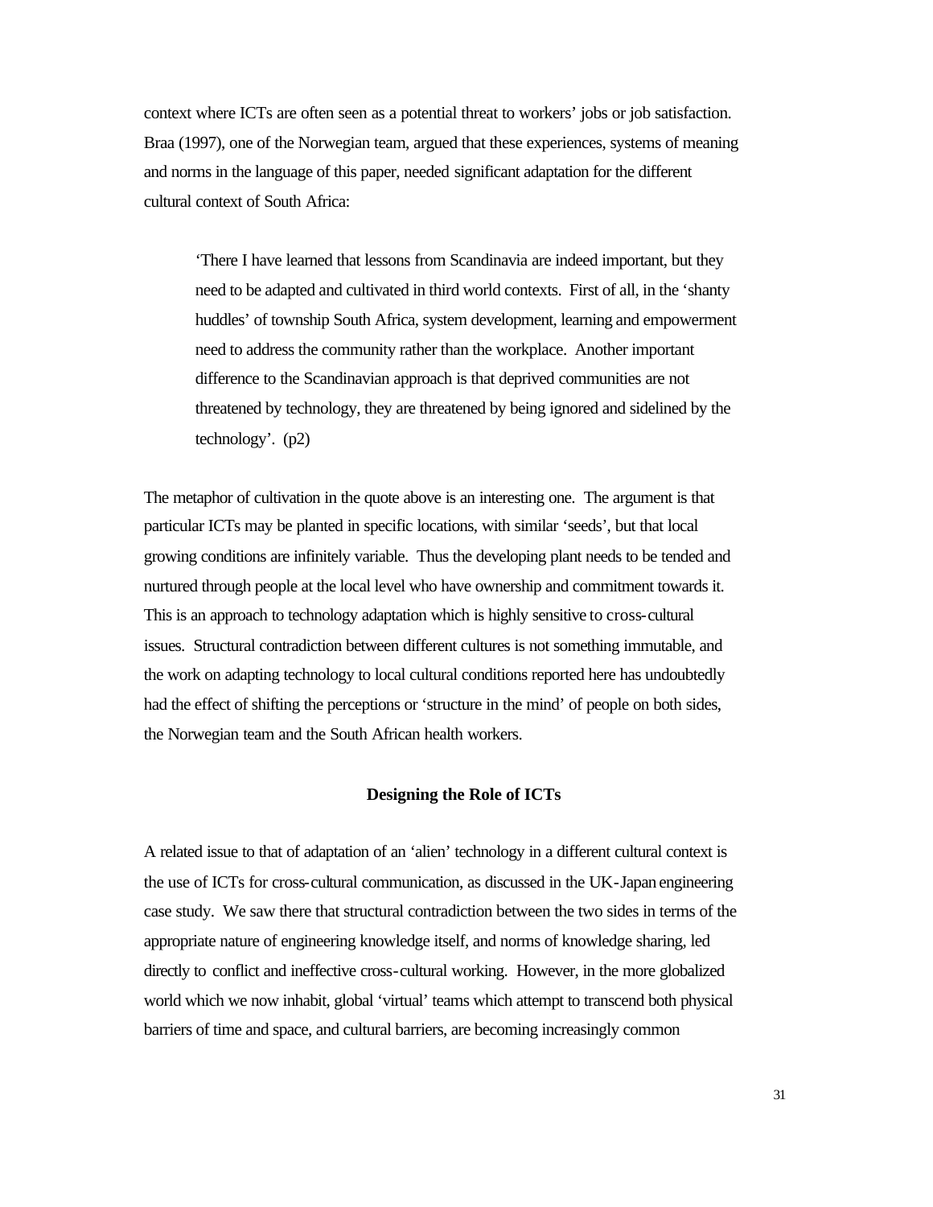context where ICTs are often seen as a potential threat to workers' jobs or job satisfaction. Braa (1997), one of the Norwegian team, argued that these experiences, systems of meaning and norms in the language of this paper, needed significant adaptation for the different cultural context of South Africa:

> 'There I have learned that lessons from Scandinavia are indeed important, but they need to be adapted and cultivated in third world contexts. First of all, in the 'shanty huddles' of township South Africa, system development, learning and empowerment need to address the community rather than the workplace. Another important difference to the Scandinavian approach is that deprived communities are not threatened by technology, they are threatened by being ignored and sidelined by the technology'. (p2)

The metaphor of cultivation in the quote above is an interesting one. The argument is that particular ICTs may be planted in specific locations, with similar 'seeds', but that local growing conditions are infinitely variable. Thus the developing plant needs to be tended and nurtured through people at the local level who have ownership and commitment towards it. This is an approach to technology adaptation which is highly sensitive to cross-cultural issues. Structural contradiction between different cultures is not something immutable, and the work on adapting technology to local cultural conditions reported here has undoubtedly had the effect of shifting the perceptions or 'structure in the mind' of people on both sides, the Norwegian team and the South African health workers.

## Designing the Role of ICTs

A related issue to that of adaptation of an 'alien' technology in a different cultural context is the use of ICTs for cross-cultural communication, as discussed in the UK-Japan engineering case study. We saw there that structural contradiction between the two sides in terms of the appropriate nature of engineering knowledge itself, and norms of knowledge sharing, led directly to conflict and ineffective cross-cultural working. However, in the more globalized world which we now inhabit, global 'virtual' teams which attempt to transcend both physical barriers of time and space, and cultural barriers, are becoming increasingly common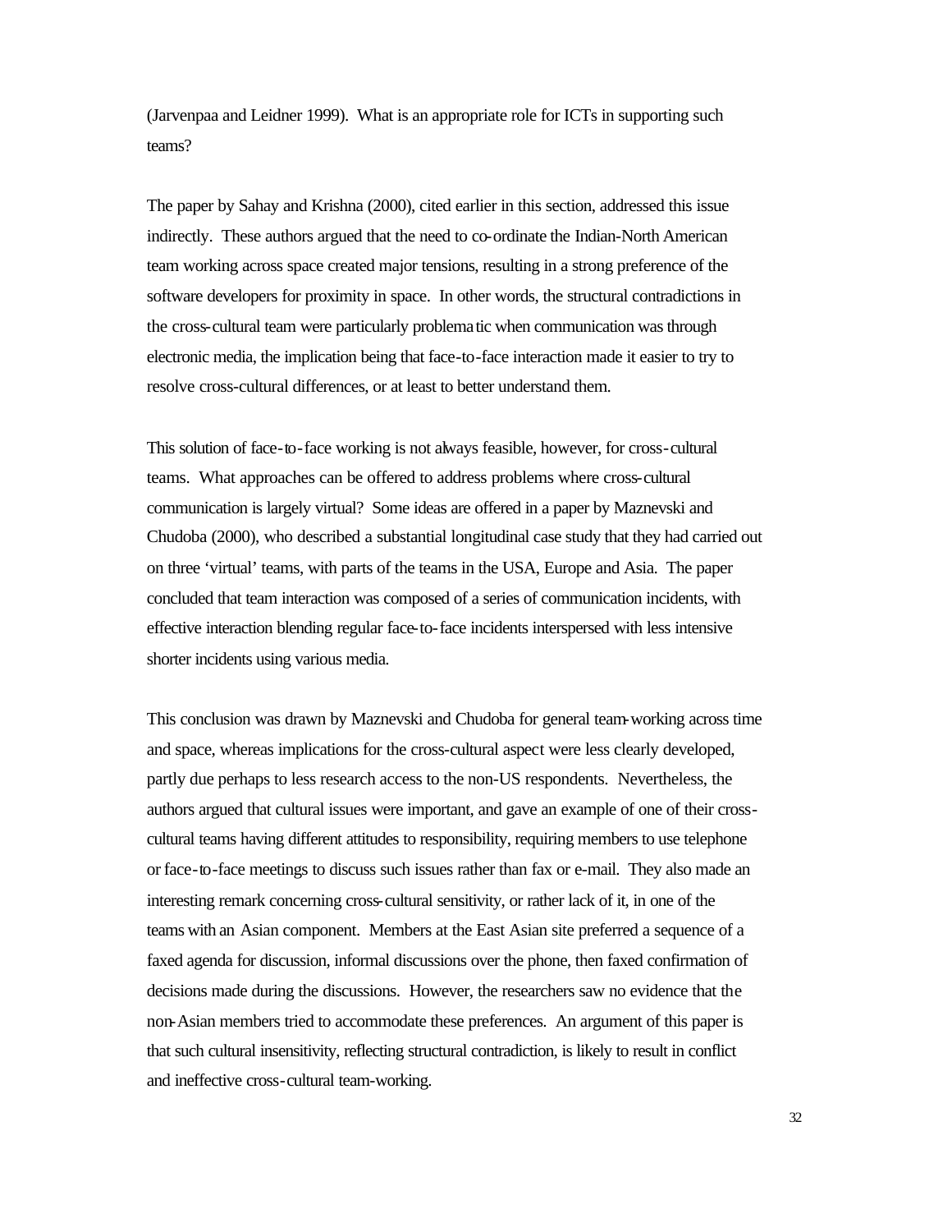(Jarvenpaa and Leidner 1999). What is an appropriate role for ICTs in supporting such teams?

The paper by Sahay and Krishna (2000), cited earlier in this section, addressed this issue indirectly. These authors argued that the need to co-ordinate the Indian-North American team working across space created major tensions, resulting in a strong preference of the software developers for proximity in space. In other words, the structural contradictions in the cross-cultural team were particularly problematic when communication was through electronic media, the implication being that face-to-face interaction made it easier to try to resolve cross-cultural differences, or at least to better understand them.

This solution of face-to-face working is not always feasible, however, for cross-cultural teams. What approaches can be offered to address problems where cross-cultural communication is largely virtual? Some ideas are offered in a paper by Maznevski and Chudoba (2000), who described a substantial longitudinal case study that they had carried out on three 'virtual' teams, with parts of the teams in the USA, Europe and Asia. The paper concluded that team interaction was composed of a series of communication incidents, with effective interaction blending regular face-to-face incidents interspersed with less intensive shorter incidents using various media.

This conclusion was drawn by Maznevski and Chudoba for general team-working across time and space, whereas implications for the cross-cultural aspect were less clearly developed, partly due perhaps to less research access to the non-US respondents. Nevertheless, the authors argued that cultural issues were important, and gave an example of one of their cross-cultural teams having different attitudes to responsibility, requiring members to use telephone or face-to-face meetings to discuss such issues rather than fax or e-mail. They also made an interesting remark concerning cross-cultural sensitivity, or rather lack of it, in one of the teams with an Asian component. Members at the East Asian site preferred a sequence of a faxed agenda for discussion, informal discussions over the phone, then faxed confirmation of decisions made during the discussions. However, the researchers saw no evidence that the non-Asian members tried to accommodate these preferences. An argument of this paper is that such cultural insensitivity, reflecting structural contradiction, is likely to result in conflict and ineffective cross-cultural team-working.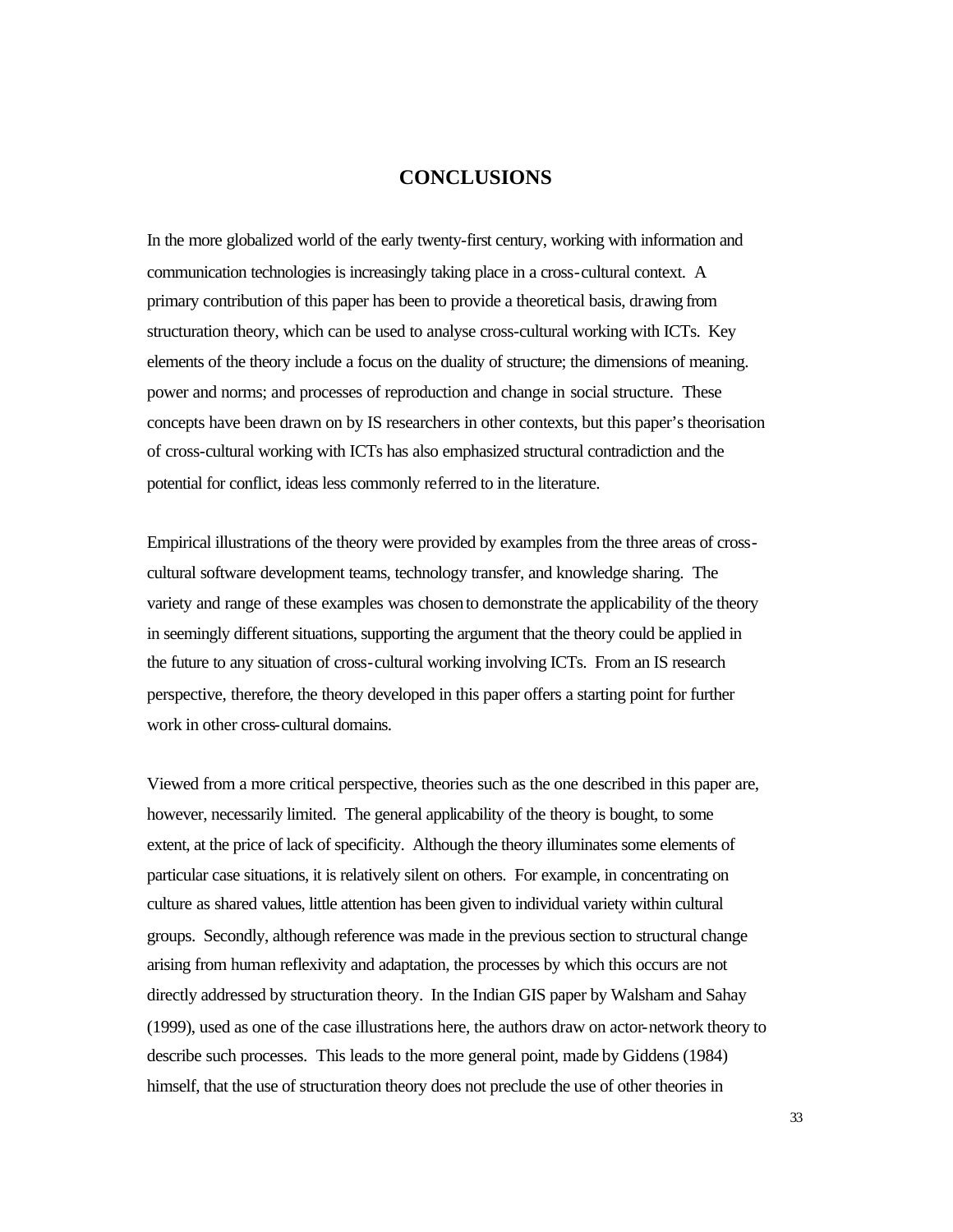## CONCLUSIONS

In the more globalized world of the early twenty-first century, working with information and communication technologies is increasingly taking place in a cross-cultural context. A primary contribution of this paper has been to provide a theoretical basis, drawing from structuration theory, which can be used to analyse cross-cultural working with ICTs. Key elements of the theory include a focus on the duality of structure; the dimensions of meaning. power and norms; and processes of reproduction and change in social structure. These concepts have been drawn on by IS researchers in other contexts, but this paper's theorisation of cross-cultural working with ICTs has also emphasized structural contradiction and the potential for conflict, ideas less commonly referred to in the literature.

Empirical illustrations of the theory were provided by examples from the three areas of cross-cultural software development teams, technology transfer, and knowledge sharing. The variety and range of these examples was chosen to demonstrate the applicability of the theory in seemingly different situations, supporting the argument that the theory could be applied in the future to any situation of cross-cultural working involving ICTs. From an IS research perspective, therefore, the theory developed in this paper offers a starting point for further work in other cross-cultural domains.

Viewed from a more critical perspective, theories such as the one described in this paper are, however, necessarily limited. The general applicability of the theory is bought, to some extent, at the price of lack of specificity. Although the theory illuminates some elements of particular case situations, it is relatively silent on others. For example, in concentrating on culture as shared values, little attention has been given to individual variety within cultural groups. Secondly, although reference was made in the previous section to structural change arising from human reflexivity and adaptation, the processes by which this occurs are not directly addressed by structuration theory. In the Indian GIS paper by Walsham and Sahay (1999), used as one of the case illustrations here, the authors draw on actor-network theory to describe such processes. This leads to the more general point, made by Giddens (1984) himself, that the use of structuration theory does not preclude the use of other theories in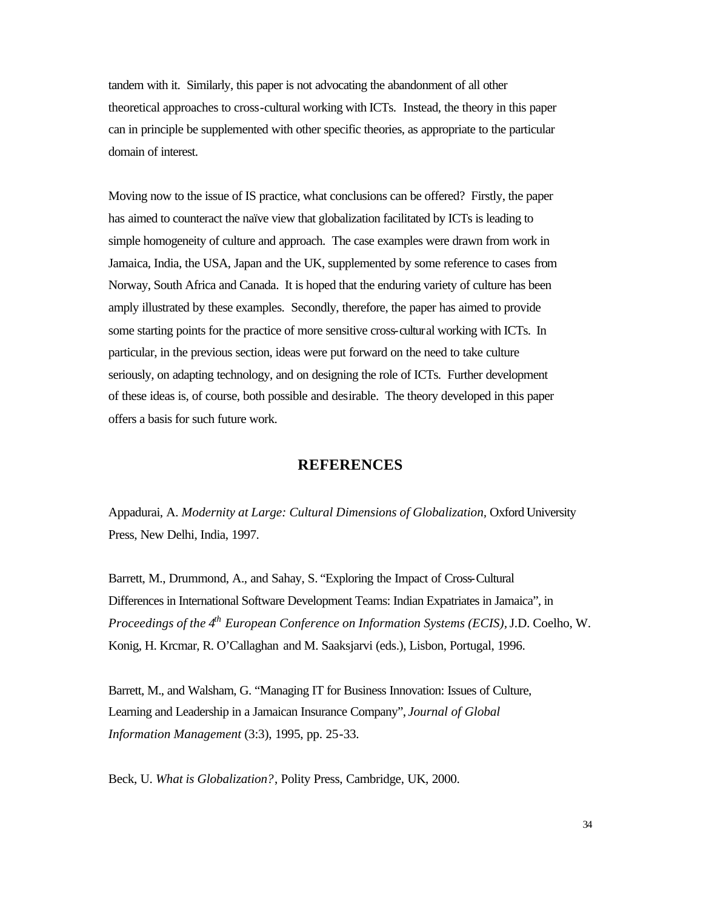tandem with it. Similarly, this paper is not advocating the abandonment of all other theoretical approaches to cross-cultural working with ICTs. Instead, the theory in this paper can in principle be supplemented with other specific theories, as appropriate to the particular domain of interest.

Moving now to the issue of IS practice, what conclusions can be offered? Firstly, the paper has aimed to counteract the naïve view that globalization facilitated by ICTs is leading to simple homogeneity of culture and approach. The case examples were drawn from work in Jamaica, India, the USA, Japan and the UK, supplemented by some reference to cases from Norway, South Africa and Canada. It is hoped that the enduring variety of culture has been amply illustrated by these examples. Secondly, therefore, the paper has aimed to provide some starting points for the practice of more sensitive cross-cultural working with ICTs. In particular, in the previous section, ideas were put forward on the need to take culture seriously, on adapting technology, and on designing the role of ICTs. Further development of these ideas is, of course, both possible and desirable. The theory developed in this paper offers a basis for such future work.

## REFERENCES

Appadurai, A. *Modernity at Large: Cultural Dimensions of Globalization*, Oxford University Press, New Delhi, India, 1997.

Barrett, M., Drummond, A., and Sahay, S. "Exploring the Impact of Cross-Cultural Differences in International Software Development Teams: Indian Expatriates in Jamaica", in *Proceedings of the 4th European Conference on Information Systems (ECIS)*, J.D. Coelho, W. Konig, H. Krcmar, R. O'Callaghan and M. Saaksjarvi (eds.), Lisbon, Portugal, 1996.

Barrett, M., and Walsham, G. "Managing IT for Business Innovation: Issues of Culture, Learning and Leadership in a Jamaican Insurance Company", *Journal of Global Information Management* (3:3), 1995, pp. 25-33.

Beck, U. *What is Globalization?*, Polity Press, Cambridge, UK, 2000.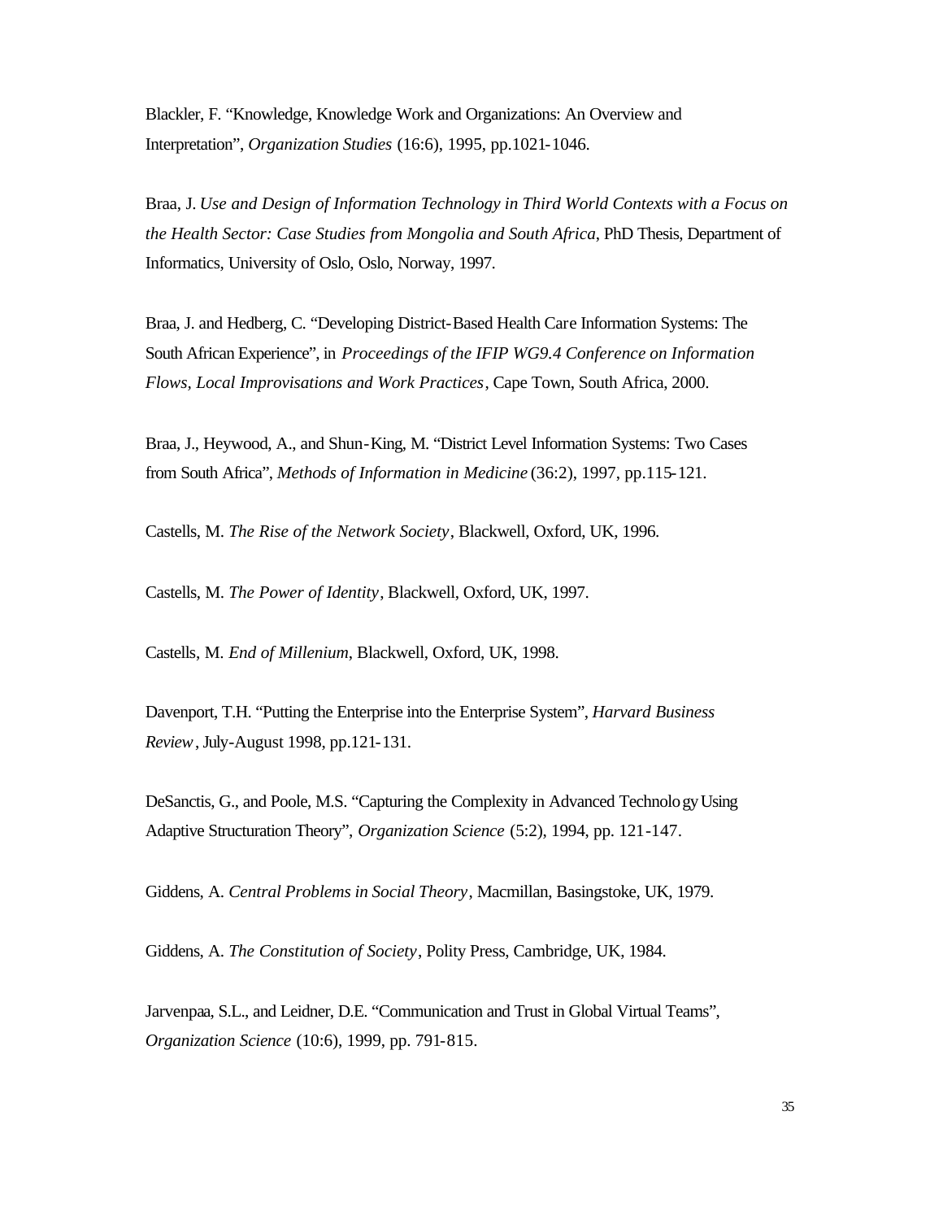Blackler, F. "Knowledge, Knowledge Work and Organizations: An Overview and Interpretation", *Organization Studies* (16:6), 1995, pp.1021-1046.

Braa, J. *Use and Design of Information Technology in Third World Contexts with a Focus on the Health Sector: Case Studies from Mongolia and South Africa*, PhD Thesis, Department of Informatics, University of Oslo, Oslo, Norway, 1997.

Braa, J. and Hedberg, C. "Developing District-Based Health Care Information Systems: The South African Experience", in *Proceedings of the IFIP WG9.4 Conference on Information Flows, Local Improvisations and Work Practices*, Cape Town, South Africa, 2000.

Braa, J., Heywood, A., and Shun-King, M. "District Level Information Systems: Two Cases from South Africa", *Methods of Information in Medicine* (36:2), 1997, pp.115-121.

Castells, M. *The Rise of the Network Society*, Blackwell, Oxford, UK, 1996.

Castells, M. *The Power of Identity*, Blackwell, Oxford, UK, 1997.

Castells, M. *End of Millenium*, Blackwell, Oxford, UK, 1998.

Davenport, T.H. "Putting the Enterprise into the Enterprise System", *Harvard Business Review*, July-August 1998, pp.121-131.

DeSanctis, G., and Poole, M.S. "Capturing the Complexity in Advanced Technology Using Adaptive Structuration Theory", *Organization Science* (5:2), 1994, pp. 121-147.

Giddens, A. *Central Problems in Social Theory*, Macmillan, Basingstoke, UK, 1979.

Giddens, A. *The Constitution of Society*, Polity Press, Cambridge, UK, 1984.

Jarvenpaa, S.L., and Leidner, D.E. "Communication and Trust in Global Virtual Teams", *Organization Science* (10:6), 1999, pp. 791-815.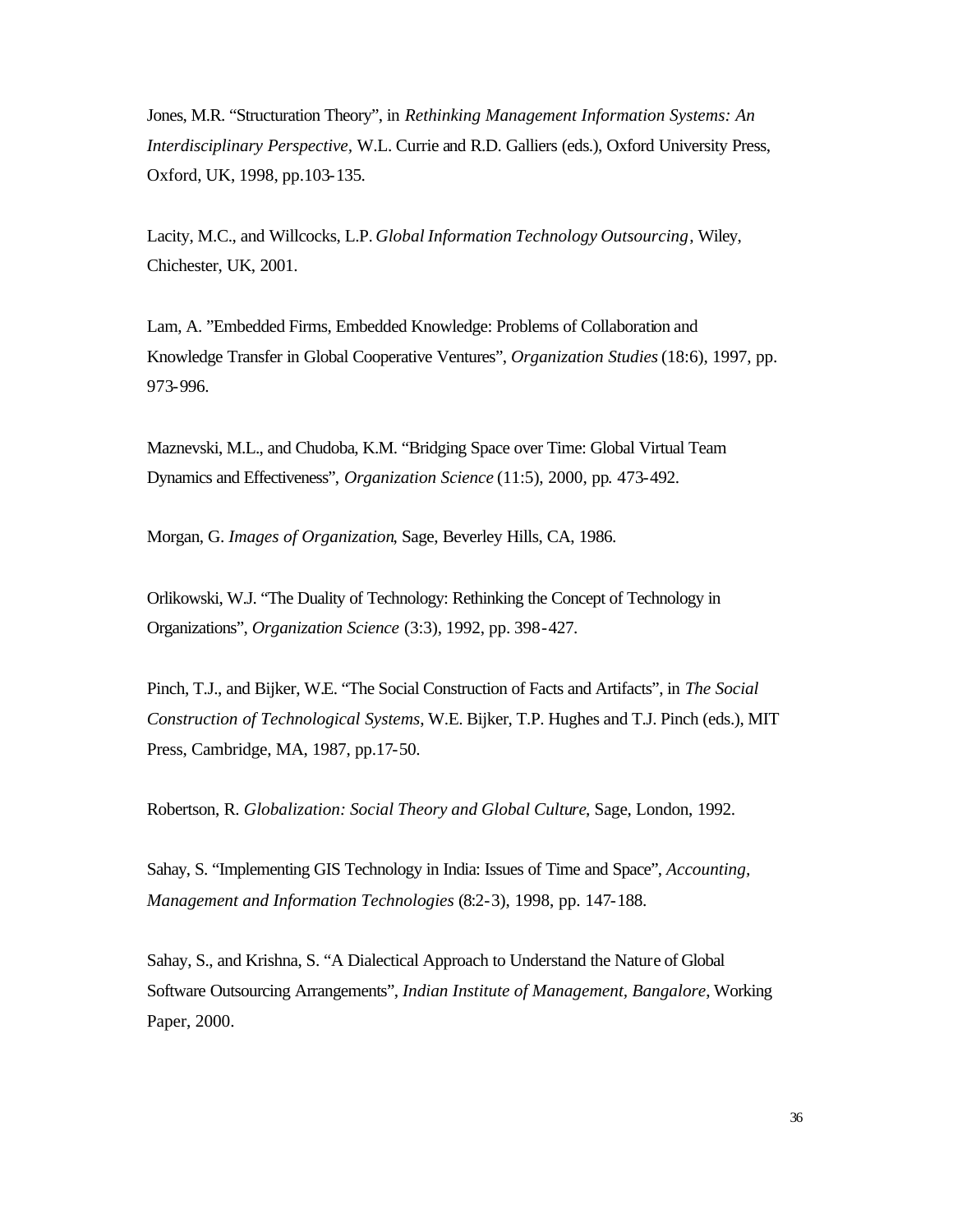Jones, M.R. “Structuration Theory”, in *Rethinking Management Information Systems: An Interdisciplinary Perspective*, W.L. Currie and R.D. Galliers (eds.), Oxford University Press, Oxford, UK, 1998, pp.103-135.

Lacity, M.C., and Willcocks, L.P. *Global Information Technology Outsourcing*, Wiley, Chichester, UK, 2001.

Lam, A. ”Embedded Firms, Embedded Knowledge: Problems of Collaboration and Knowledge Transfer in Global Cooperative Ventures”, *Organization Studies* (18:6), 1997, pp. 973-996.

Maznevski, M.L., and Chudoba, K.M. “Bridging Space over Time: Global Virtual Team Dynamics and Effectiveness”, *Organization Science* (11:5), 2000, pp. 473-492.

Morgan, G. *Images of Organization*, Sage, Beverley Hills, CA, 1986.

Orlikowski, W.J. “The Duality of Technology: Rethinking the Concept of Technology in Organizations”, *Organization Science* (3:3), 1992, pp. 398-427.

Pinch, T.J., and Bijker, W.E. “The Social Construction of Facts and Artifacts”, in *The Social Construction of Technological Systems*, W.E. Bijker, T.P. Hughes and T.J. Pinch (eds.), MIT Press, Cambridge, MA, 1987, pp.17-50.

Robertson, R. *Globalization: Social Theory and Global Culture*, Sage, London, 1992.

Sahay, S. “Implementing GIS Technology in India: Issues of Time and Space”, *Accounting, Management and Information Technologies* (8:2-3), 1998, pp. 147-188.

Sahay, S., and Krishna, S. “A Dialectical Approach to Understand the Nature of Global Software Outsourcing Arrangements”, *Indian Institute of Management, Bangalore*, Working Paper, 2000.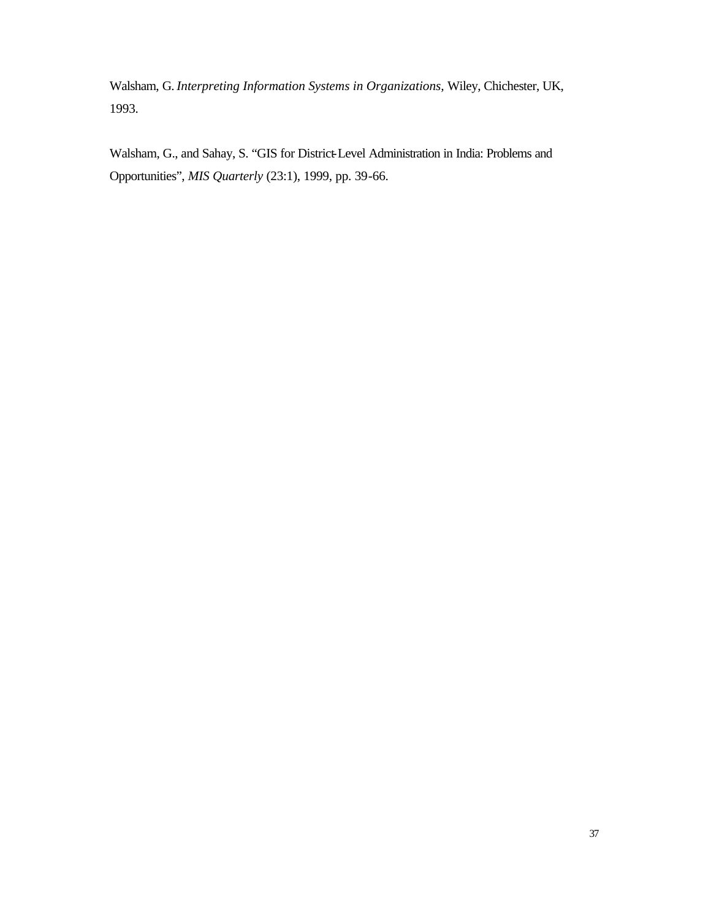Walsham, G. *Interpreting Information Systems in Organizations*, Wiley, Chichester, UK, 1993.

Walsham, G., and Sahay, S. "GIS for District-Level Administration in India: Problems and Opportunities", *MIS Quarterly* (23:1), 1999, pp. 39-66.